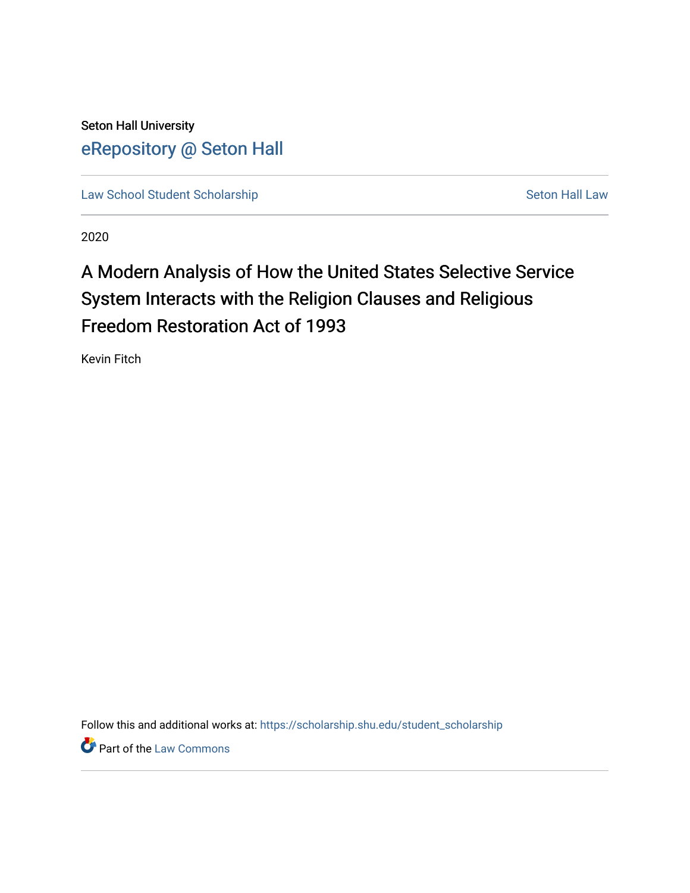Seton Hall University

eRepository @ Seton Hall

Law School Student Scholarship | Seton Hall Law

2020

# A Modern Analysis of How the United States Selective Service System Interacts with the Religion Clauses and Religious Freedom Restoration Act of 1993

Kevin Fitch

Follow this and additional works at: https://scholarship.shu.edu/student_scholarship

Part of the Law Commons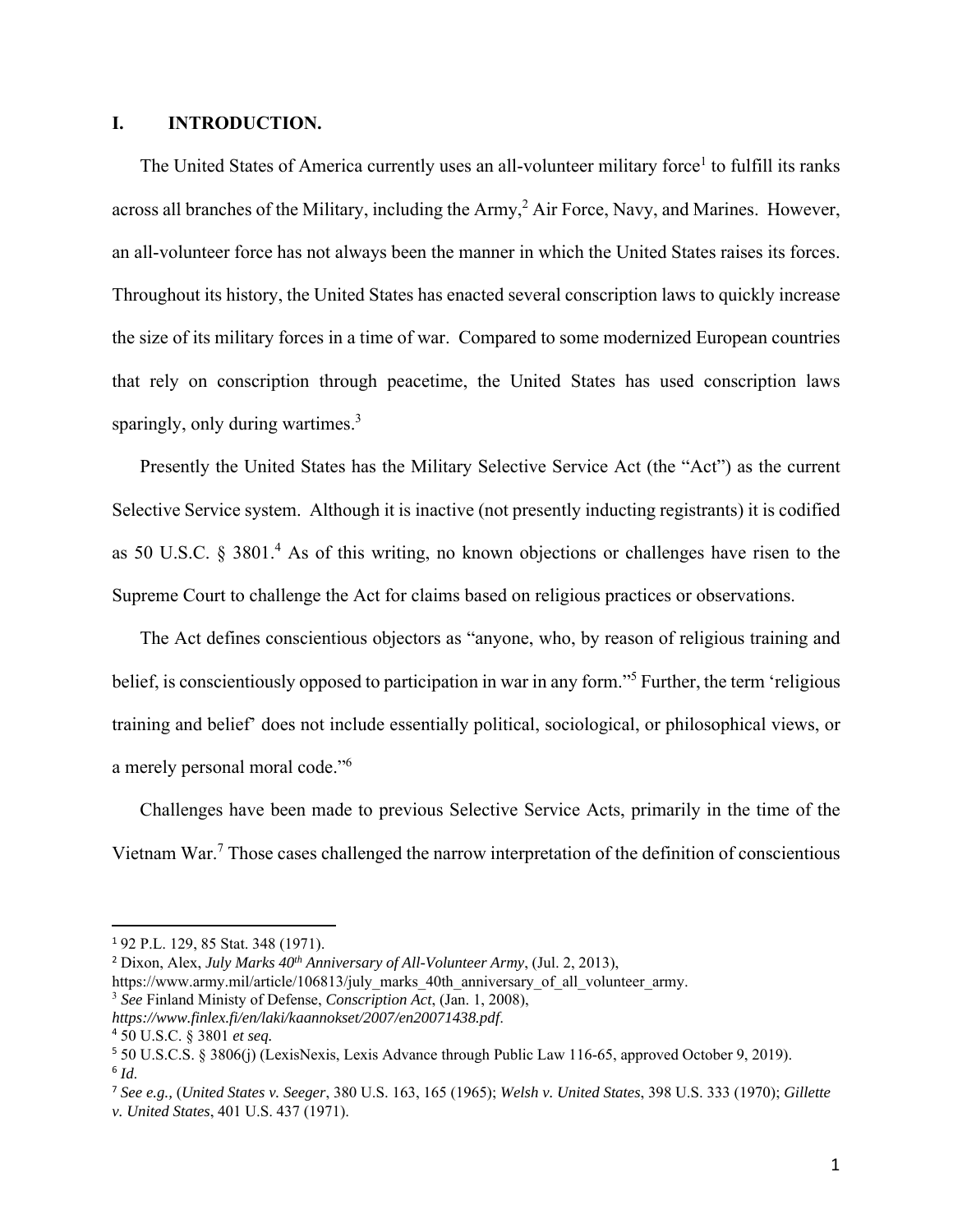## I. INTRODUCTION.

The United States of America currently uses an all-volunteer military force[1] to fulfill its ranks across all branches of the Military, including the Army,[2] Air Force, Navy, and Marines. However, an all-volunteer force has not always been the manner in which the United States raises its forces. Throughout its history, the United States has enacted several conscription laws to quickly increase the size of its military forces in a time of war. Compared to some modernized European countries that rely on conscription through peacetime, the United States has used conscription laws sparingly, only during wartimes.[3]

Presently the United States has the Military Selective Service Act (the "Act") as the current Selective Service system. Although it is inactive (not presently inducting registrants) it is codified as 50 U.S.C. § 3801.[4] As of this writing, no known objections or challenges have risen to the Supreme Court to challenge the Act for claims based on religious practices or observations.

The Act defines conscientious objectors as "anyone, who, by reason of religious training and belief, is conscientiously opposed to participation in war in any form."[5] Further, the term 'religious training and belief' does not include essentially political, sociological, or philosophical views, or a merely personal moral code."[6]

Challenges have been made to previous Selective Service Acts, primarily in the time of the Vietnam War.[7] Those cases challenged the narrow interpretation of the definition of conscientious

---

[1] 92 P.L. 129, 85 Stat. 348 (1971).

[2] Dixon, Alex, *July Marks 40th Anniversary of All-Volunteer Army*, (Jul. 2, 2013), https://www.army.mil/article/106813/july_marks_40th_anniversary_of_all_volunteer_army.

[3] *See* Finland Ministy of Defense, *Conscription Act*, (Jan. 1, 2008), *https://www.finlex.fi/en/laki/kaannokset/2007/en20071438.pdf*.

[4] 50 U.S.C. § 3801 *et seq.*

[5] 50 U.S.C.S. § 3806(j) (LexisNexis, Lexis Advance through Public Law 116-65, approved October 9, 2019).

[6] *Id*.

[7] *See e.g.,* (*United States v. Seeger*, 380 U.S. 163, 165 (1965); *Welsh v. United States*, 398 U.S. 333 (1970); *Gillette v. United States*, 401 U.S. 437 (1971).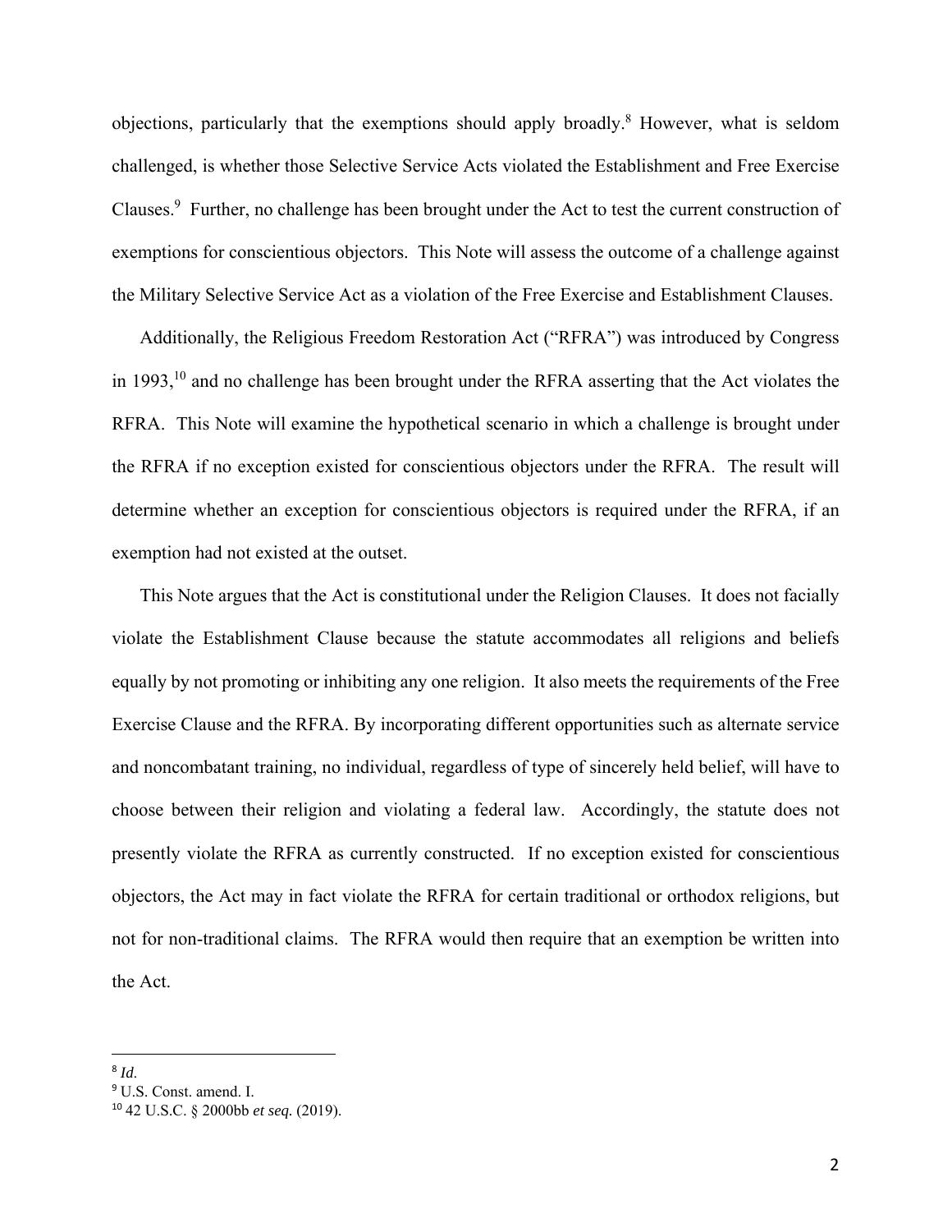objections, particularly that the exemptions should apply broadly.[8] However, what is seldom challenged, is whether those Selective Service Acts violated the Establishment and Free Exercise Clauses.[9] Further, no challenge has been brought under the Act to test the current construction of exemptions for conscientious objectors. This Note will assess the outcome of a challenge against the Military Selective Service Act as a violation of the Free Exercise and Establishment Clauses.

Additionally, the Religious Freedom Restoration Act ("RFRA") was introduced by Congress in 1993,[10] and no challenge has been brought under the RFRA asserting that the Act violates the RFRA. This Note will examine the hypothetical scenario in which a challenge is brought under the RFRA if no exception existed for conscientious objectors under the RFRA. The result will determine whether an exception for conscientious objectors is required under the RFRA, if an exemption had not existed at the outset.

This Note argues that the Act is constitutional under the Religion Clauses. It does not facially violate the Establishment Clause because the statute accommodates all religions and beliefs equally by not promoting or inhibiting any one religion. It also meets the requirements of the Free Exercise Clause and the RFRA. By incorporating different opportunities such as alternate service and noncombatant training, no individual, regardless of type of sincerely held belief, will have to choose between their religion and violating a federal law. Accordingly, the statute does not presently violate the RFRA as currently constructed. If no exception existed for conscientious objectors, the Act may in fact violate the RFRA for certain traditional or orthodox religions, but not for non-traditional claims. The RFRA would then require that an exemption be written into the Act.

---

[8] *Id*.

[9] U.S. Const. amend. I.

[10] 42 U.S.C. § 2000bb *et seq.* (2019).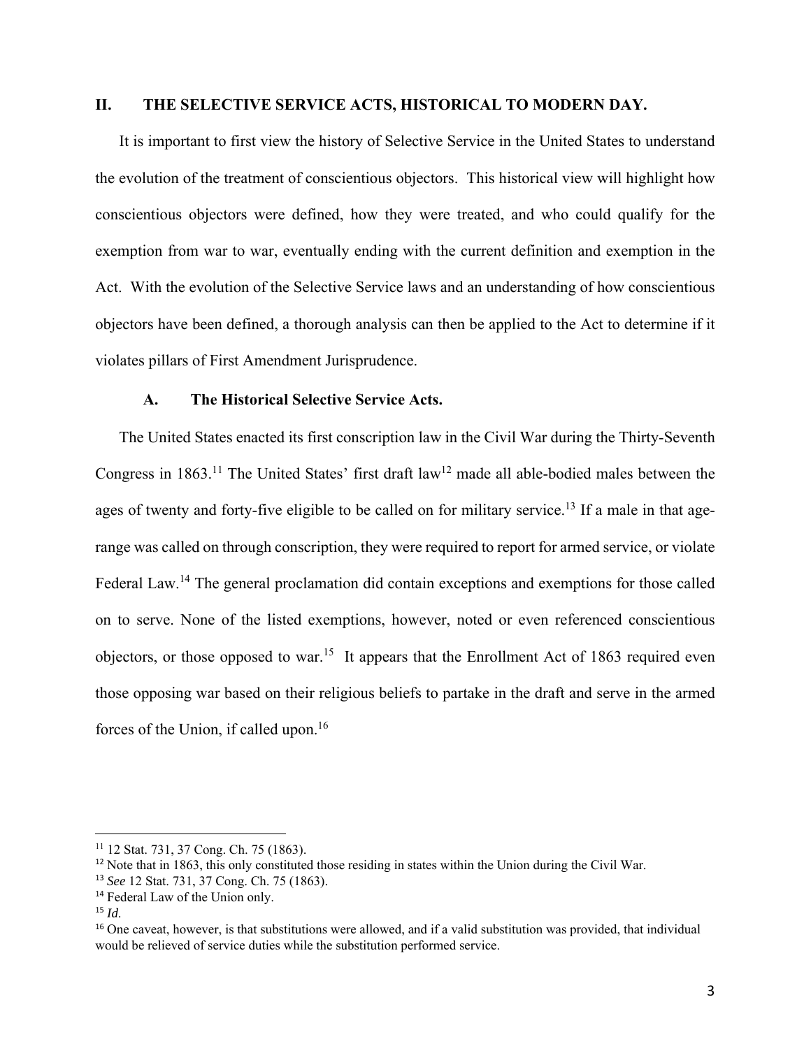## II. THE SELECTIVE SERVICE ACTS, HISTORICAL TO MODERN DAY.

It is important to first view the history of Selective Service in the United States to understand the evolution of the treatment of conscientious objectors. This historical view will highlight how conscientious objectors were defined, how they were treated, and who could qualify for the exemption from war to war, eventually ending with the current definition and exemption in the Act. With the evolution of the Selective Service laws and an understanding of how conscientious objectors have been defined, a thorough analysis can then be applied to the Act to determine if it violates pillars of First Amendment Jurisprudence.

### A. The Historical Selective Service Acts.

The United States enacted its first conscription law in the Civil War during the Thirty-Seventh Congress in 1863.[11] The United States' first draft law[12] made all able-bodied males between the ages of twenty and forty-five eligible to be called on for military service.[13] If a male in that age-range was called on through conscription, they were required to report for armed service, or violate Federal Law.[14] The general proclamation did contain exceptions and exemptions for those called on to serve. None of the listed exemptions, however, noted or even referenced conscientious objectors, or those opposed to war.[15] It appears that the Enrollment Act of 1863 required even those opposing war based on their religious beliefs to partake in the draft and serve in the armed forces of the Union, if called upon.[16]

---

[11] 12 Stat. 731, 37 Cong. Ch. 75 (1863).

[12] Note that in 1863, this only constituted those residing in states within the Union during the Civil War.

[13] *See* 12 Stat. 731, 37 Cong. Ch. 75 (1863).

[14] Federal Law of the Union only.

[15] *Id.*

[16] One caveat, however, is that substitutions were allowed, and if a valid substitution was provided, that individual would be relieved of service duties while the substitution performed service.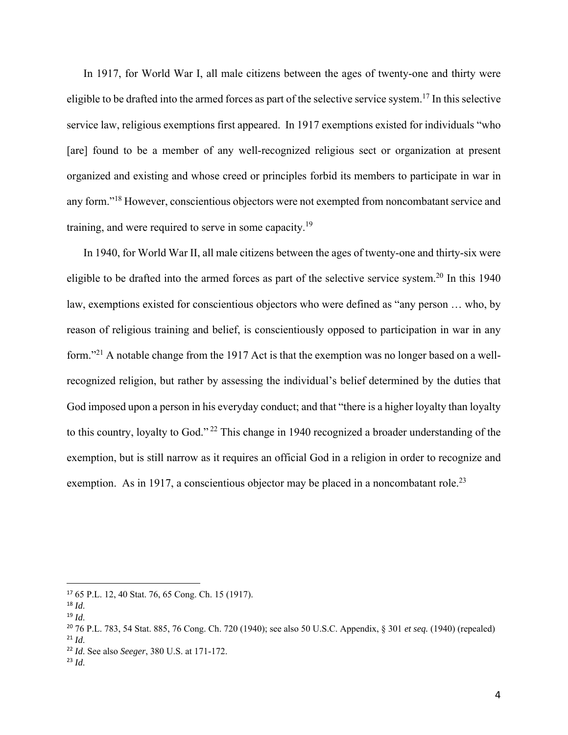In 1917, for World War I, all male citizens between the ages of twenty-one and thirty were eligible to be drafted into the armed forces as part of the selective service system.[17] In this selective service law, religious exemptions first appeared. In 1917 exemptions existed for individuals "who [are] found to be a member of any well-recognized religious sect or organization at present organized and existing and whose creed or principles forbid its members to participate in war in any form."[18] However, conscientious objectors were not exempted from noncombatant service and training, and were required to serve in some capacity.[19]

In 1940, for World War II, all male citizens between the ages of twenty-one and thirty-six were eligible to be drafted into the armed forces as part of the selective service system.[20] In this 1940 law, exemptions existed for conscientious objectors who were defined as "any person … who, by reason of religious training and belief, is conscientiously opposed to participation in war in any form."[21] A notable change from the 1917 Act is that the exemption was no longer based on a well-recognized religion, but rather by assessing the individual's belief determined by the duties that God imposed upon a person in his everyday conduct; and that "there is a higher loyalty than loyalty to this country, loyalty to God."[22] This change in 1940 recognized a broader understanding of the exemption, but is still narrow as it requires an official God in a religion in order to recognize and exemption. As in 1917, a conscientious objector may be placed in a noncombatant role.[23]

---

[17] 65 P.L. 12, 40 Stat. 76, 65 Cong. Ch. 15 (1917).

[18] *Id.*

[19] *Id.*

[20] 76 P.L. 783, 54 Stat. 885, 76 Cong. Ch. 720 (1940); see also 50 U.S.C. Appendix, § 301 *et seq.* (1940) (repealed)

[21] *Id.*

[22] *Id.* See also *Seeger*, 380 U.S. at 171-172.

[23] *Id.*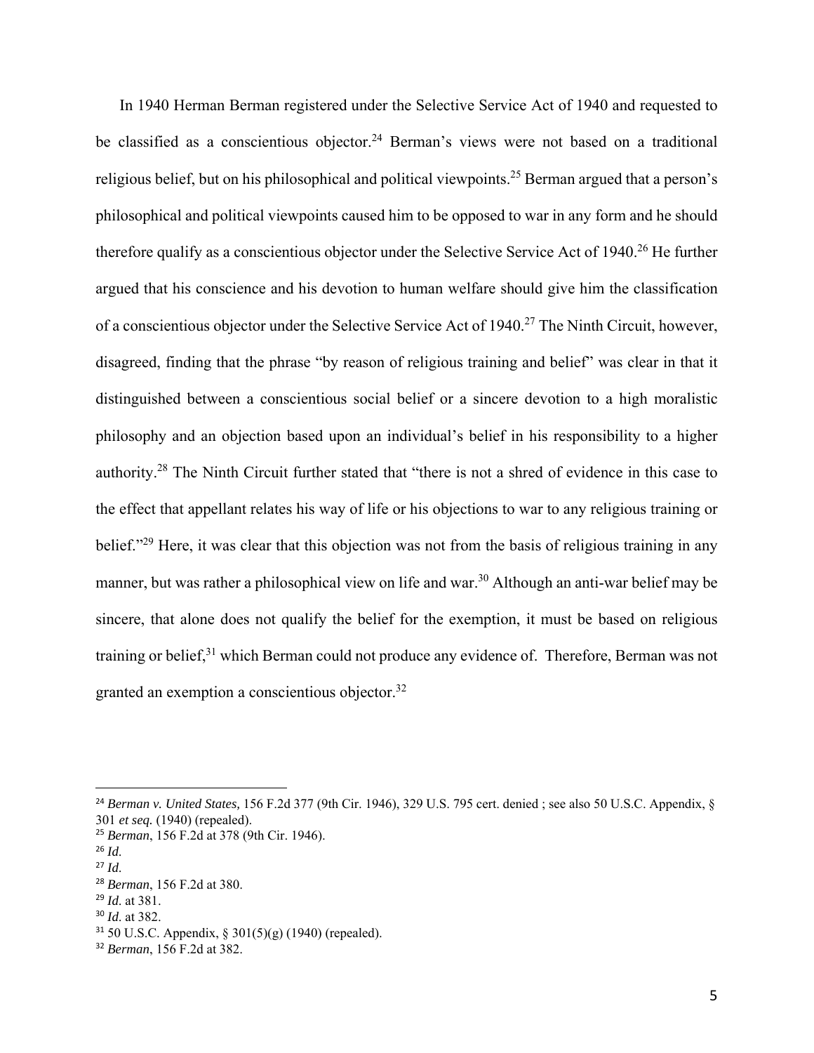In 1940 Herman Berman registered under the Selective Service Act of 1940 and requested to be classified as a conscientious objector.[24] Berman's views were not based on a traditional religious belief, but on his philosophical and political viewpoints.[25] Berman argued that a person's philosophical and political viewpoints caused him to be opposed to war in any form and he should therefore qualify as a conscientious objector under the Selective Service Act of 1940.[26] He further argued that his conscience and his devotion to human welfare should give him the classification of a conscientious objector under the Selective Service Act of 1940.[27] The Ninth Circuit, however, disagreed, finding that the phrase "by reason of religious training and belief" was clear in that it distinguished between a conscientious social belief or a sincere devotion to a high moralistic philosophy and an objection based upon an individual's belief in his responsibility to a higher authority.[28] The Ninth Circuit further stated that "there is not a shred of evidence in this case to the effect that appellant relates his way of life or his objections to war to any religious training or belief."[29] Here, it was clear that this objection was not from the basis of religious training in any manner, but was rather a philosophical view on life and war.[30] Although an anti-war belief may be sincere, that alone does not qualify the belief for the exemption, it must be based on religious training or belief,[31] which Berman could not produce any evidence of. Therefore, Berman was not granted an exemption a conscientious objector.[32]

---

[24] *Berman v. United States,* 156 F.2d 377 (9th Cir. 1946), 329 U.S. 795 cert. denied ; see also 50 U.S.C. Appendix, § 301 *et seq.* (1940) (repealed).

[25] *Berman*, 156 F.2d at 378 (9th Cir. 1946).

[26] *Id.*

[27] *Id.*

[28] *Berman*, 156 F.2d at 380.

[29] *Id.* at 381.

[30] *Id.* at 382.

[31] 50 U.S.C. Appendix, § 301(5)(g) (1940) (repealed).

[32] *Berman*, 156 F.2d at 382.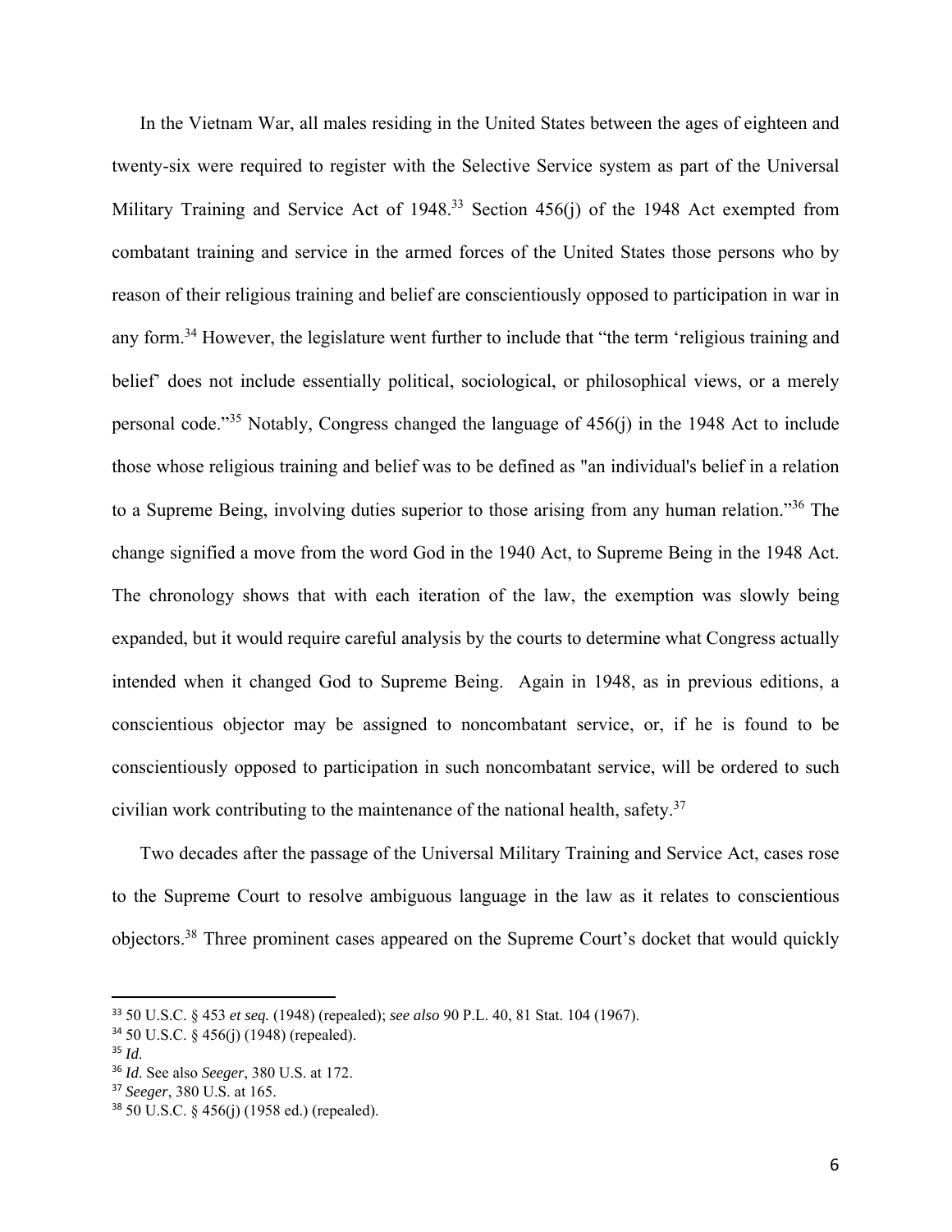In the Vietnam War, all males residing in the United States between the ages of eighteen and twenty-six were required to register with the Selective Service system as part of the Universal Military Training and Service Act of 1948.[33] Section 456(j) of the 1948 Act exempted from combatant training and service in the armed forces of the United States those persons who by reason of their religious training and belief are conscientiously opposed to participation in war in any form.[34] However, the legislature went further to include that "the term 'religious training and belief' does not include essentially political, sociological, or philosophical views, or a merely personal code."[35] Notably, Congress changed the language of 456(j) in the 1948 Act to include those whose religious training and belief was to be defined as "an individual's belief in a relation to a Supreme Being, involving duties superior to those arising from any human relation."[36] The change signified a move from the word God in the 1940 Act, to Supreme Being in the 1948 Act. The chronology shows that with each iteration of the law, the exemption was slowly being expanded, but it would require careful analysis by the courts to determine what Congress actually intended when it changed God to Supreme Being. Again in 1948, as in previous editions, a conscientious objector may be assigned to noncombatant service, or, if he is found to be conscientiously opposed to participation in such noncombatant service, will be ordered to such civilian work contributing to the maintenance of the national health, safety.[37]

Two decades after the passage of the Universal Military Training and Service Act, cases rose to the Supreme Court to resolve ambiguous language in the law as it relates to conscientious objectors.[38] Three prominent cases appeared on the Supreme Court's docket that would quickly

---

[33] 50 U.S.C. § 453 *et seq.* (1948) (repealed); *see also* 90 P.L. 40, 81 Stat. 104 (1967).

[34] 50 U.S.C. § 456(j) (1948) (repealed).

[35] *Id.*

[36] *Id.* See also *Seeger*, 380 U.S. at 172.

[37] *Seeger*, 380 U.S. at 165.

[38] 50 U.S.C. § 456(j) (1958 ed.) (repealed).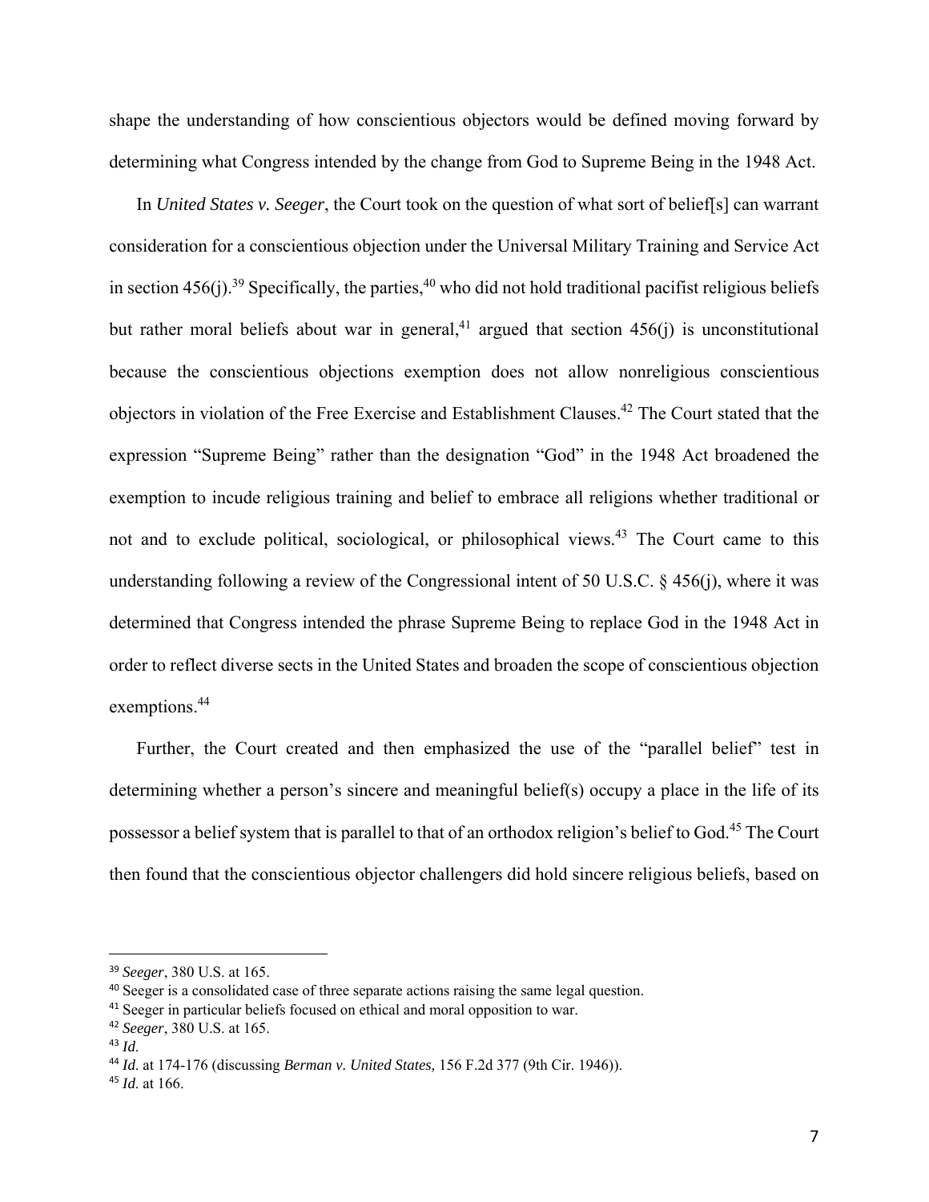shape the understanding of how conscientious objectors would be defined moving forward by determining what Congress intended by the change from God to Supreme Being in the 1948 Act.

In *United States v. Seeger*, the Court took on the question of what sort of belief[s] can warrant consideration for a conscientious objection under the Universal Military Training and Service Act in section 456(j).[39] Specifically, the parties,[40] who did not hold traditional pacifist religious beliefs but rather moral beliefs about war in general,[41] argued that section 456(j) is unconstitutional because the conscientious objections exemption does not allow nonreligious conscientious objectors in violation of the Free Exercise and Establishment Clauses.[42] The Court stated that the expression "Supreme Being" rather than the designation "God" in the 1948 Act broadened the exemption to incude religious training and belief to embrace all religions whether traditional or not and to exclude political, sociological, or philosophical views.[43] The Court came to this understanding following a review of the Congressional intent of 50 U.S.C. § 456(j), where it was determined that Congress intended the phrase Supreme Being to replace God in the 1948 Act in order to reflect diverse sects in the United States and broaden the scope of conscientious objection exemptions.[44]

Further, the Court created and then emphasized the use of the "parallel belief" test in determining whether a person's sincere and meaningful belief(s) occupy a place in the life of its possessor a belief system that is parallel to that of an orthodox religion's belief to God.[45] The Court then found that the conscientious objector challengers did hold sincere religious beliefs, based on

---

[39] *Seeger*, 380 U.S. at 165.

[40] Seeger is a consolidated case of three separate actions raising the same legal question.

[41] Seeger in particular beliefs focused on ethical and moral opposition to war.

[42] *Seeger*, 380 U.S. at 165.

[43] *Id.*

[44] *Id.* at 174-176 (discussing *Berman v. United States,* 156 F.2d 377 (9th Cir. 1946)).

[45] *Id.* at 166.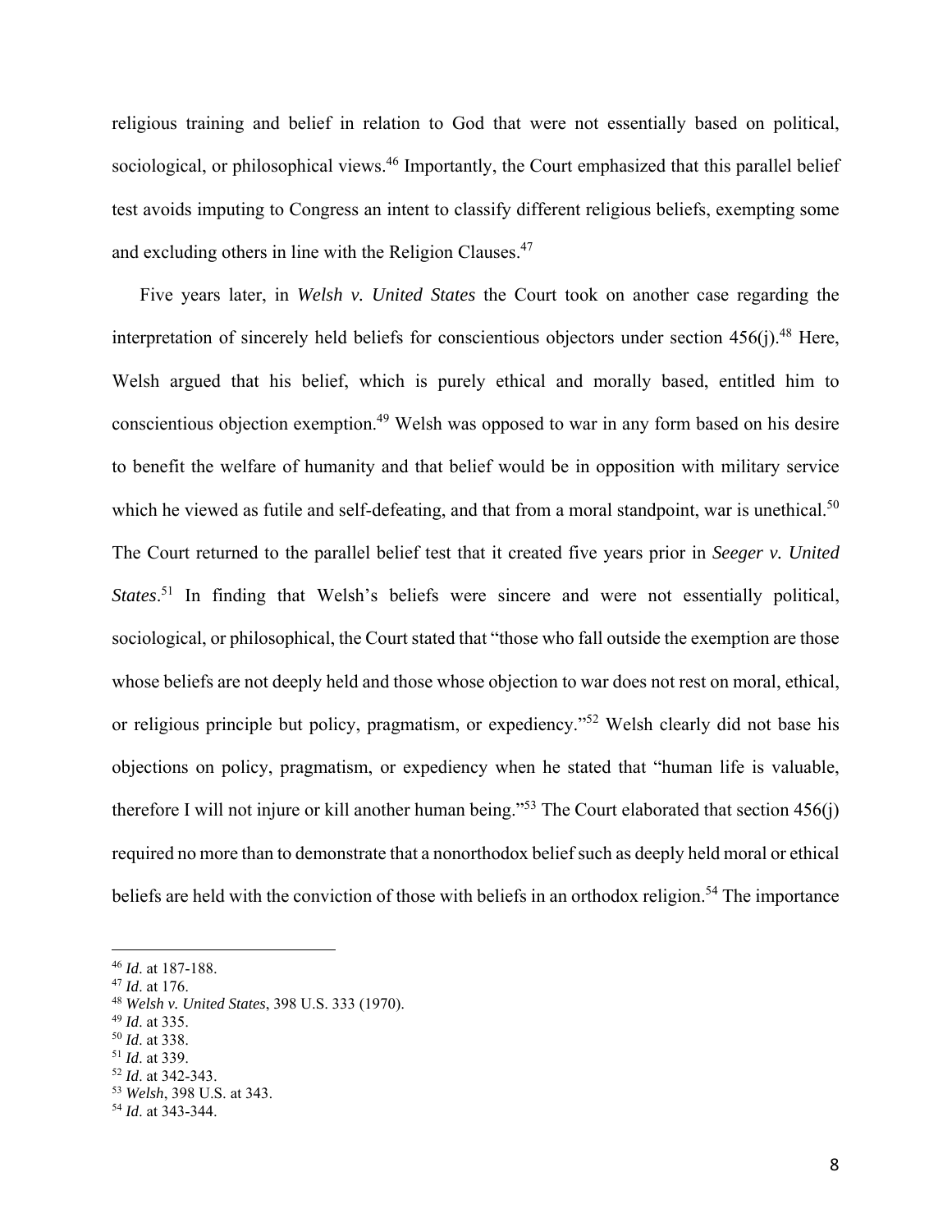religious training and belief in relation to God that were not essentially based on political, sociological, or philosophical views.[46] Importantly, the Court emphasized that this parallel belief test avoids imputing to Congress an intent to classify different religious beliefs, exempting some and excluding others in line with the Religion Clauses.[47]

Five years later, in *Welsh v. United States* the Court took on another case regarding the interpretation of sincerely held beliefs for conscientious objectors under section 456(j).[48] Here, Welsh argued that his belief, which is purely ethical and morally based, entitled him to conscientious objection exemption.[49] Welsh was opposed to war in any form based on his desire to benefit the welfare of humanity and that belief would be in opposition with military service which he viewed as futile and self-defeating, and that from a moral standpoint, war is unethical.[50] The Court returned to the parallel belief test that it created five years prior in *Seeger v. United States*.[51] In finding that Welsh's beliefs were sincere and were not essentially political, sociological, or philosophical, the Court stated that "those who fall outside the exemption are those whose beliefs are not deeply held and those whose objection to war does not rest on moral, ethical, or religious principle but policy, pragmatism, or expediency."[52] Welsh clearly did not base his objections on policy, pragmatism, or expediency when he stated that "human life is valuable, therefore I will not injure or kill another human being."[53] The Court elaborated that section 456(j) required no more than to demonstrate that a nonorthodox belief such as deeply held moral or ethical beliefs are held with the conviction of those with beliefs in an orthodox religion.[54] The importance

[46] *Id*. at 187-188.
[47] *Id*. at 176.
[48] *Welsh v. United States*, 398 U.S. 333 (1970).
[49] *Id*. at 335.
[50] *Id*. at 338.
[51] *Id*. at 339.
[52] *Id*. at 342-343.
[53] *Welsh*, 398 U.S. at 343.
[54] *Id*. at 343-344.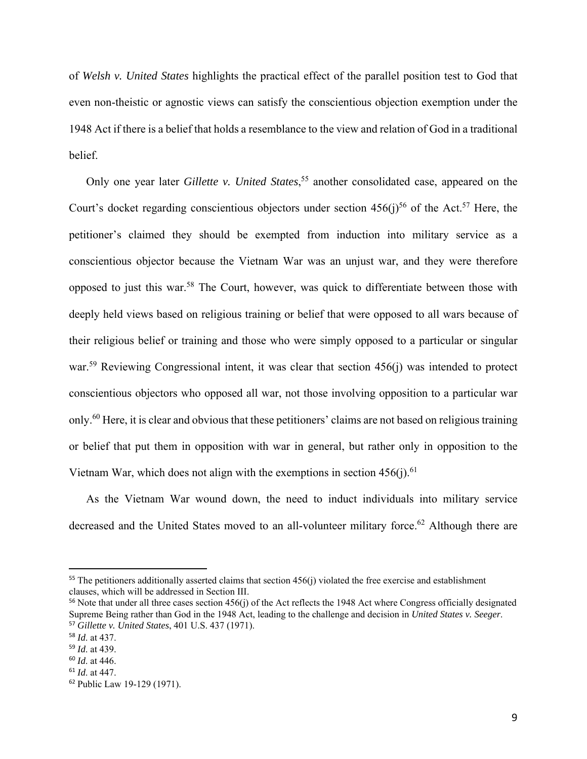of *Welsh v. United States* highlights the practical effect of the parallel position test to God that even non-theistic or agnostic views can satisfy the conscientious objection exemption under the 1948 Act if there is a belief that holds a resemblance to the view and relation of God in a traditional belief.

Only one year later *Gillette v. United States*,[55] another consolidated case, appeared on the Court's docket regarding conscientious objectors under section 456(j)[56] of the Act.[57] Here, the petitioner's claimed they should be exempted from induction into military service as a conscientious objector because the Vietnam War was an unjust war, and they were therefore opposed to just this war.[58] The Court, however, was quick to differentiate between those with deeply held views based on religious training or belief that were opposed to all wars because of their religious belief or training and those who were simply opposed to a particular or singular war.[59] Reviewing Congressional intent, it was clear that section 456(j) was intended to protect conscientious objectors who opposed all war, not those involving opposition to a particular war only.[60] Here, it is clear and obvious that these petitioners' claims are not based on religious training or belief that put them in opposition with war in general, but rather only in opposition to the Vietnam War, which does not align with the exemptions in section 456(j).[61]

As the Vietnam War wound down, the need to induct individuals into military service decreased and the United States moved to an all-volunteer military force.[62] Although there are

---

[55] The petitioners additionally asserted claims that section 456(j) violated the free exercise and establishment clauses, which will be addressed in Section III.

[56] Note that under all three cases section 456(j) of the Act reflects the 1948 Act where Congress officially designated Supreme Being rather than God in the 1948 Act, leading to the challenge and decision in *United States v. Seeger*.

[57] *Gillette v. United States*, 401 U.S. 437 (1971).

[58] *Id.* at 437.

[59] *Id.* at 439.

[60] *Id.* at 446.

[61] *Id.* at 447.

[62] Public Law 19-129 (1971).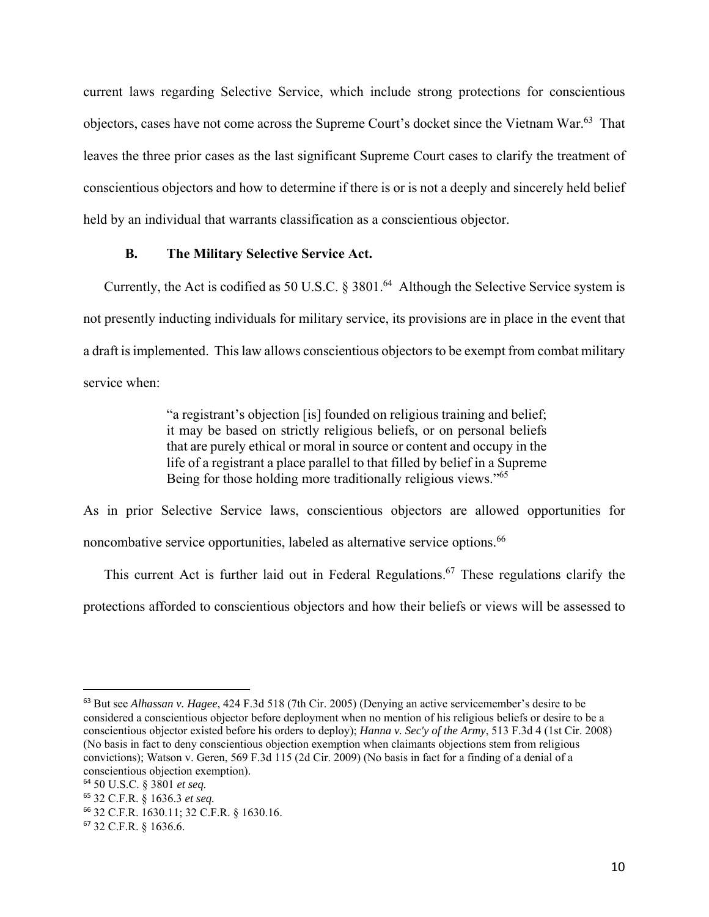current laws regarding Selective Service, which include strong protections for conscientious objectors, cases have not come across the Supreme Court's docket since the Vietnam War.[63] That leaves the three prior cases as the last significant Supreme Court cases to clarify the treatment of conscientious objectors and how to determine if there is or is not a deeply and sincerely held belief held by an individual that warrants classification as a conscientious objector.

### B. The Military Selective Service Act.

Currently, the Act is codified as 50 U.S.C. § 3801.[64] Although the Selective Service system is not presently inducting individuals for military service, its provisions are in place in the event that a draft is implemented. This law allows conscientious objectors to be exempt from combat military service when:

> "a registrant's objection [is] founded on religious training and belief; it may be based on strictly religious beliefs, or on personal beliefs that are purely ethical or moral in source or content and occupy in the life of a registrant a place parallel to that filled by belief in a Supreme Being for those holding more traditionally religious views."[65]

As in prior Selective Service laws, conscientious objectors are allowed opportunities for noncombative service opportunities, labeled as alternative service options.[66]

This current Act is further laid out in Federal Regulations.[67] These regulations clarify the protections afforded to conscientious objectors and how their beliefs or views will be assessed to

---

[63] But see *Alhassan v. Hagee*, 424 F.3d 518 (7th Cir. 2005) (Denying an active servicemember's desire to be considered a conscientious objector before deployment when no mention of his religious beliefs or desire to be a conscientious objector existed before his orders to deploy); *Hanna v. Sec'y of the Army*, 513 F.3d 4 (1st Cir. 2008) (No basis in fact to deny conscientious objection exemption when claimants objections stem from religious convictions); Watson v. Geren, 569 F.3d 115 (2d Cir. 2009) (No basis in fact for a finding of a denial of a conscientious objection exemption).

[64] 50 U.S.C. § 3801 *et seq.*

[65] 32 C.F.R. § 1636.3 *et seq.*

[66] 32 C.F.R. 1630.11; 32 C.F.R. § 1630.16.

[67] 32 C.F.R. § 1636.6.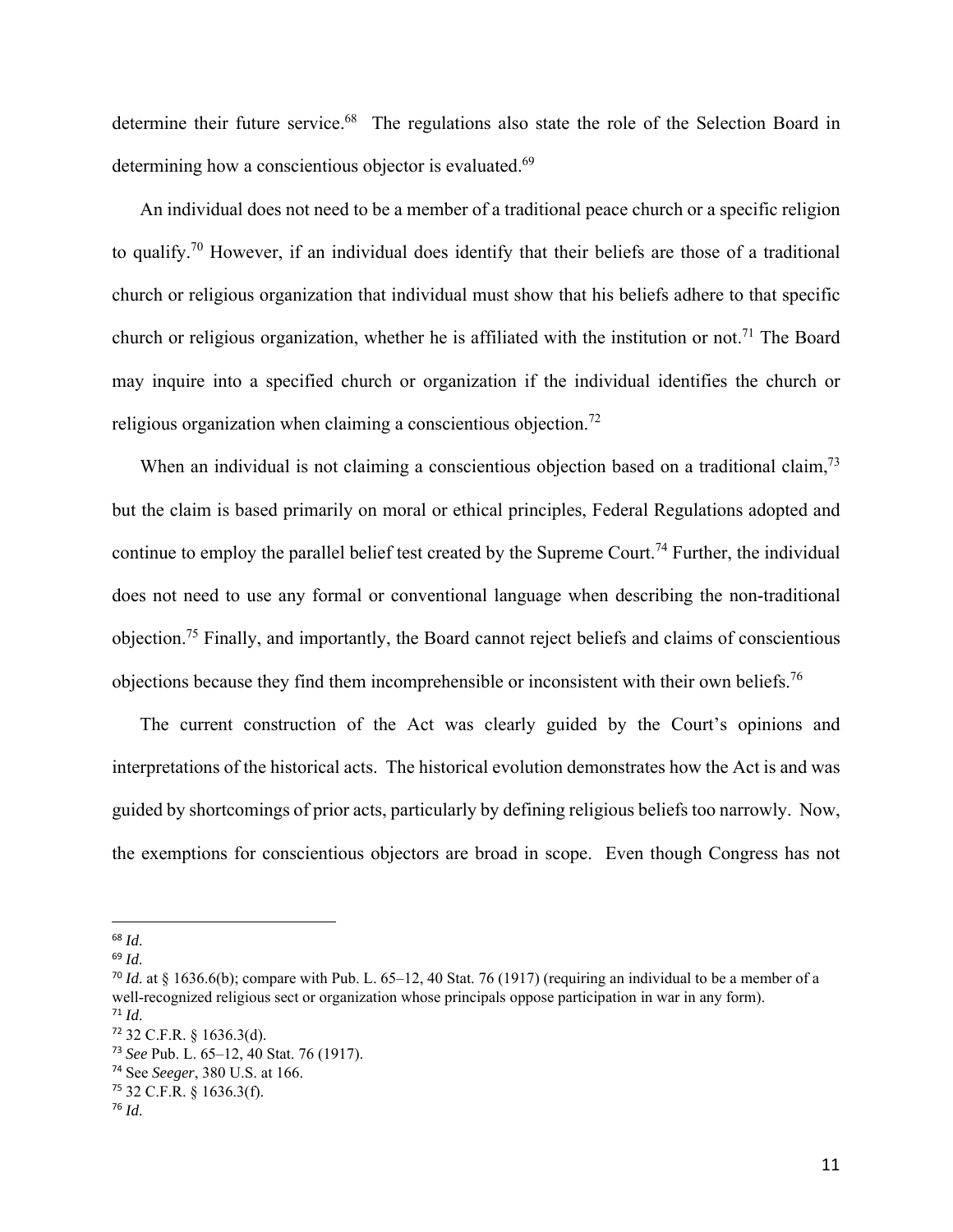determine their future service.[68] The regulations also state the role of the Selection Board in determining how a conscientious objector is evaluated.[69]

An individual does not need to be a member of a traditional peace church or a specific religion to qualify.[70] However, if an individual does identify that their beliefs are those of a traditional church or religious organization that individual must show that his beliefs adhere to that specific church or religious organization, whether he is affiliated with the institution or not.[71] The Board may inquire into a specified church or organization if the individual identifies the church or religious organization when claiming a conscientious objection.[72]

When an individual is not claiming a conscientious objection based on a traditional claim,[73] but the claim is based primarily on moral or ethical principles, Federal Regulations adopted and continue to employ the parallel belief test created by the Supreme Court.[74] Further, the individual does not need to use any formal or conventional language when describing the non-traditional objection.[75] Finally, and importantly, the Board cannot reject beliefs and claims of conscientious objections because they find them incomprehensible or inconsistent with their own beliefs.[76]

The current construction of the Act was clearly guided by the Court's opinions and interpretations of the historical acts. The historical evolution demonstrates how the Act is and was guided by shortcomings of prior acts, particularly by defining religious beliefs too narrowly. Now, the exemptions for conscientious objectors are broad in scope. Even though Congress has not

---

[68] *Id.*
[69] *Id.*
[70] *Id.* at § 1636.6(b); compare with Pub. L. 65–12, 40 Stat. 76 (1917) (requiring an individual to be a member of a well-recognized religious sect or organization whose principals oppose participation in war in any form).
[71] *Id.*
[72] 32 C.F.R. § 1636.3(d).
[73] *See* Pub. L. 65–12, 40 Stat. 76 (1917).
[74] See *Seeger*, 380 U.S. at 166.
[75] 32 C.F.R. § 1636.3(f).
[76] *Id.*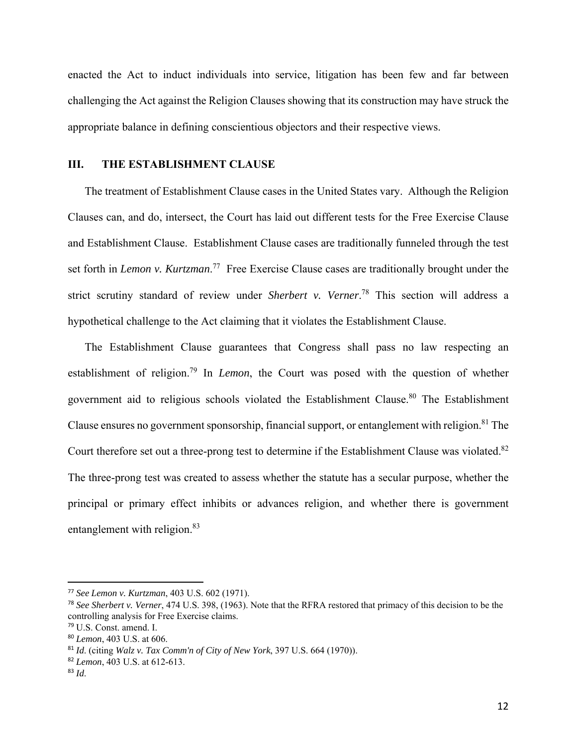enacted the Act to induct individuals into service, litigation has been few and far between challenging the Act against the Religion Clauses showing that its construction may have struck the appropriate balance in defining conscientious objectors and their respective views.

## III. THE ESTABLISHMENT CLAUSE

The treatment of Establishment Clause cases in the United States vary. Although the Religion Clauses can, and do, intersect, the Court has laid out different tests for the Free Exercise Clause and Establishment Clause. Establishment Clause cases are traditionally funneled through the test set forth in *Lemon v. Kurtzman*.[77] Free Exercise Clause cases are traditionally brought under the strict scrutiny standard of review under *Sherbert v. Verner*.[78] This section will address a hypothetical challenge to the Act claiming that it violates the Establishment Clause.

The Establishment Clause guarantees that Congress shall pass no law respecting an establishment of religion.[79] In *Lemon*, the Court was posed with the question of whether government aid to religious schools violated the Establishment Clause.[80] The Establishment Clause ensures no government sponsorship, financial support, or entanglement with religion.[81] The Court therefore set out a three-prong test to determine if the Establishment Clause was violated.[82] The three-prong test was created to assess whether the statute has a secular purpose, whether the principal or primary effect inhibits or advances religion, and whether there is government entanglement with religion.[83]

---

[77] *See Lemon v. Kurtzman*, 403 U.S. 602 (1971).

[78] *See Sherbert v. Verner*, 474 U.S. 398, (1963). Note that the RFRA restored that primacy of this decision to be the controlling analysis for Free Exercise claims.

[79] U.S. Const. amend. I.

[80] *Lemon*, 403 U.S. at 606.

[81] *Id.* (citing *Walz v. Tax Comm'n of City of New York*, 397 U.S. 664 (1970)).

[82] *Lemon*, 403 U.S. at 612-613.

[83] *Id.*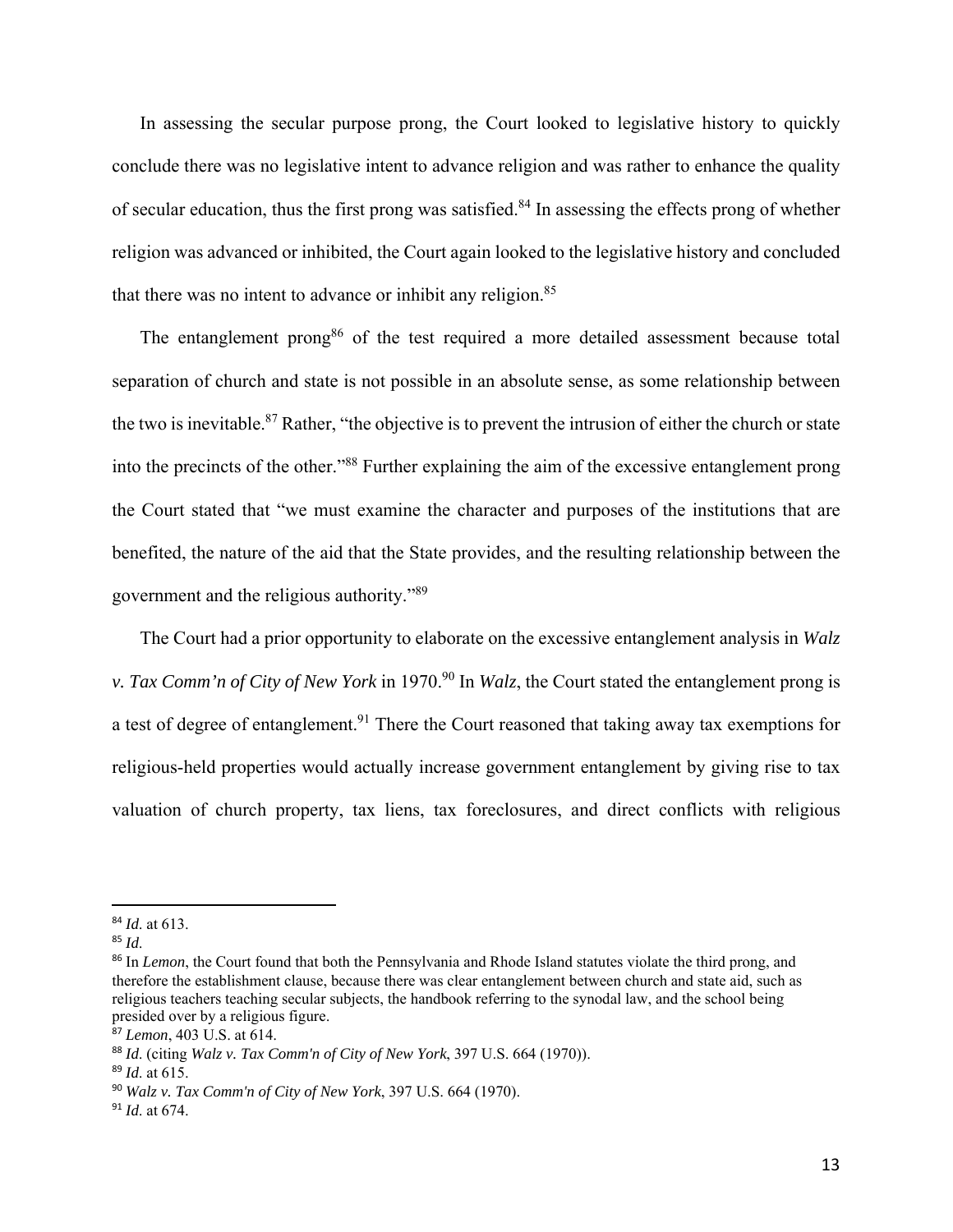In assessing the secular purpose prong, the Court looked to legislative history to quickly conclude there was no legislative intent to advance religion and was rather to enhance the quality of secular education, thus the first prong was satisfied.[84] In assessing the effects prong of whether religion was advanced or inhibited, the Court again looked to the legislative history and concluded that there was no intent to advance or inhibit any religion.[85]

The entanglement prong[86] of the test required a more detailed assessment because total separation of church and state is not possible in an absolute sense, as some relationship between the two is inevitable.[87] Rather, "the objective is to prevent the intrusion of either the church or state into the precincts of the other."[88] Further explaining the aim of the excessive entanglement prong the Court stated that "we must examine the character and purposes of the institutions that are benefited, the nature of the aid that the State provides, and the resulting relationship between the government and the religious authority."[89]

The Court had a prior opportunity to elaborate on the excessive entanglement analysis in *Walz v. Tax Comm'n of City of New York* in 1970.[90] In *Walz*, the Court stated the entanglement prong is a test of degree of entanglement.[91] There the Court reasoned that taking away tax exemptions for religious-held properties would actually increase government entanglement by giving rise to tax valuation of church property, tax liens, tax foreclosures, and direct conflicts with religious

---

[84] *Id.* at 613.

[85] *Id.*

[86] In *Lemon*, the Court found that both the Pennsylvania and Rhode Island statutes violate the third prong, and therefore the establishment clause, because there was clear entanglement between church and state aid, such as religious teachers teaching secular subjects, the handbook referring to the synodal law, and the school being presided over by a religious figure.

[87] *Lemon*, 403 U.S. at 614.

[88] *Id.* (citing *Walz v. Tax Comm'n of City of New York*, 397 U.S. 664 (1970)).

[89] *Id.* at 615.

[90] *Walz v. Tax Comm'n of City of New York*, 397 U.S. 664 (1970).

[91] *Id.* at 674.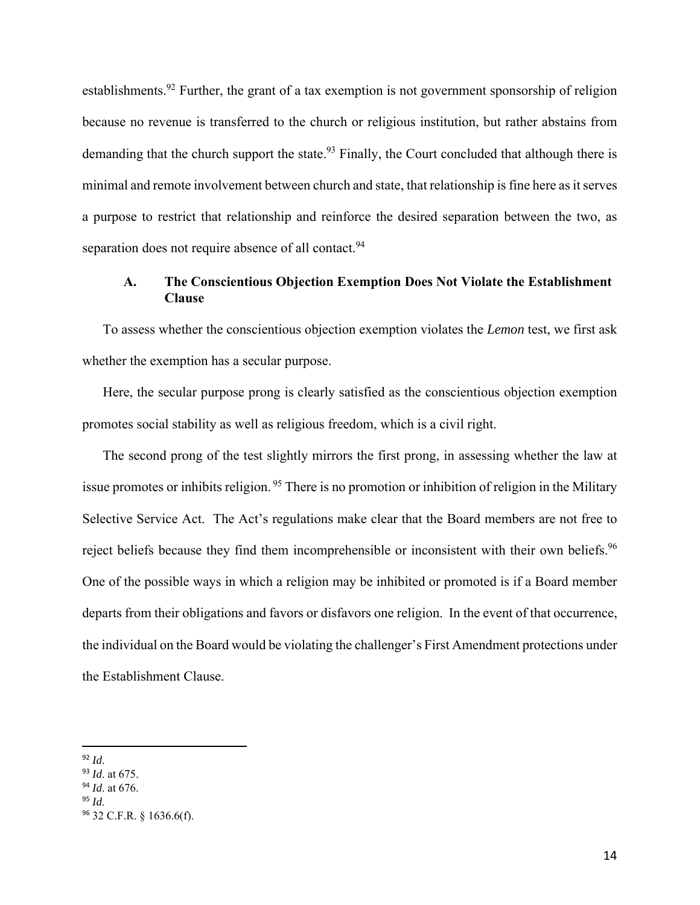establishments.[92] Further, the grant of a tax exemption is not government sponsorship of religion because no revenue is transferred to the church or religious institution, but rather abstains from demanding that the church support the state.[93] Finally, the Court concluded that although there is minimal and remote involvement between church and state, that relationship is fine here as it serves a purpose to restrict that relationship and reinforce the desired separation between the two, as separation does not require absence of all contact.[94]

### A. The Conscientious Objection Exemption Does Not Violate the Establishment Clause

To assess whether the conscientious objection exemption violates the *Lemon* test, we first ask whether the exemption has a secular purpose.

Here, the secular purpose prong is clearly satisfied as the conscientious objection exemption promotes social stability as well as religious freedom, which is a civil right.

The second prong of the test slightly mirrors the first prong, in assessing whether the law at issue promotes or inhibits religion.[95] There is no promotion or inhibition of religion in the Military Selective Service Act. The Act's regulations make clear that the Board members are not free to reject beliefs because they find them incomprehensible or inconsistent with their own beliefs.[96] One of the possible ways in which a religion may be inhibited or promoted is if a Board member departs from their obligations and favors or disfavors one religion. In the event of that occurrence, the individual on the Board would be violating the challenger's First Amendment protections under the Establishment Clause.

---

[92] *Id.*
[93] *Id.* at 675.
[94] *Id.* at 676.
[95] *Id.*
[96] 32 C.F.R. § 1636.6(f).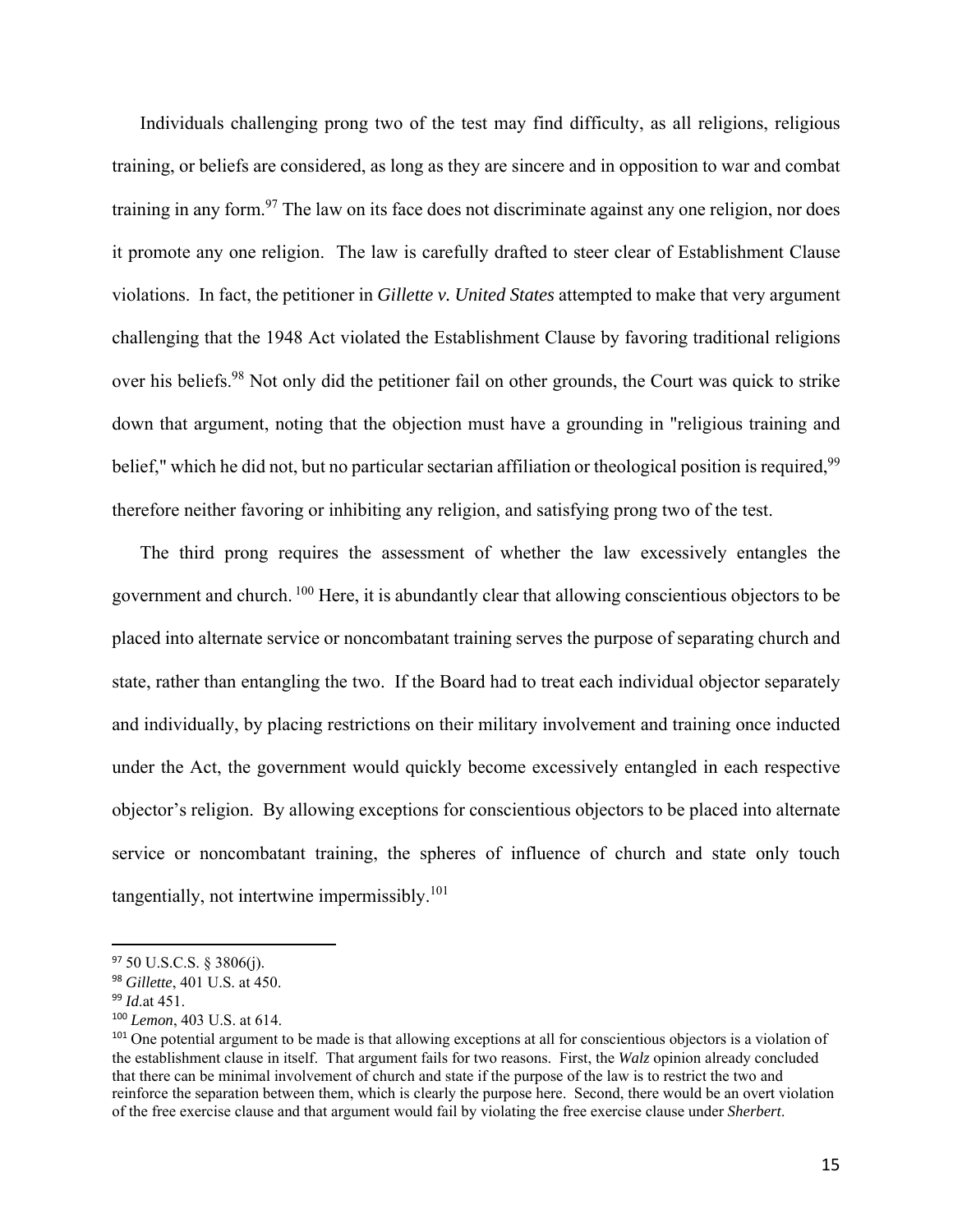Individuals challenging prong two of the test may find difficulty, as all religions, religious training, or beliefs are considered, as long as they are sincere and in opposition to war and combat training in any form.[97] The law on its face does not discriminate against any one religion, nor does it promote any one religion. The law is carefully drafted to steer clear of Establishment Clause violations. In fact, the petitioner in *Gillette v. United States* attempted to make that very argument challenging that the 1948 Act violated the Establishment Clause by favoring traditional religions over his beliefs.[98] Not only did the petitioner fail on other grounds, the Court was quick to strike down that argument, noting that the objection must have a grounding in "religious training and belief," which he did not, but no particular sectarian affiliation or theological position is required,[99] therefore neither favoring or inhibiting any religion, and satisfying prong two of the test.

The third prong requires the assessment of whether the law excessively entangles the government and church. [100] Here, it is abundantly clear that allowing conscientious objectors to be placed into alternate service or noncombatant training serves the purpose of separating church and state, rather than entangling the two. If the Board had to treat each individual objector separately and individually, by placing restrictions on their military involvement and training once inducted under the Act, the government would quickly become excessively entangled in each respective objector's religion. By allowing exceptions for conscientious objectors to be placed into alternate service or noncombatant training, the spheres of influence of church and state only touch tangentially, not intertwine impermissibly.[101]

---

[97] 50 U.S.C.S. § 3806(j).

[98] *Gillette*, 401 U.S. at 450.

[99] *Id.*at 451.

[100] *Lemon*, 403 U.S. at 614.

[101] One potential argument to be made is that allowing exceptions at all for conscientious objectors is a violation of the establishment clause in itself. That argument fails for two reasons. First, the *Walz* opinion already concluded that there can be minimal involvement of church and state if the purpose of the law is to restrict the two and reinforce the separation between them, which is clearly the purpose here. Second, there would be an overt violation of the free exercise clause and that argument would fail by violating the free exercise clause under *Sherbert*.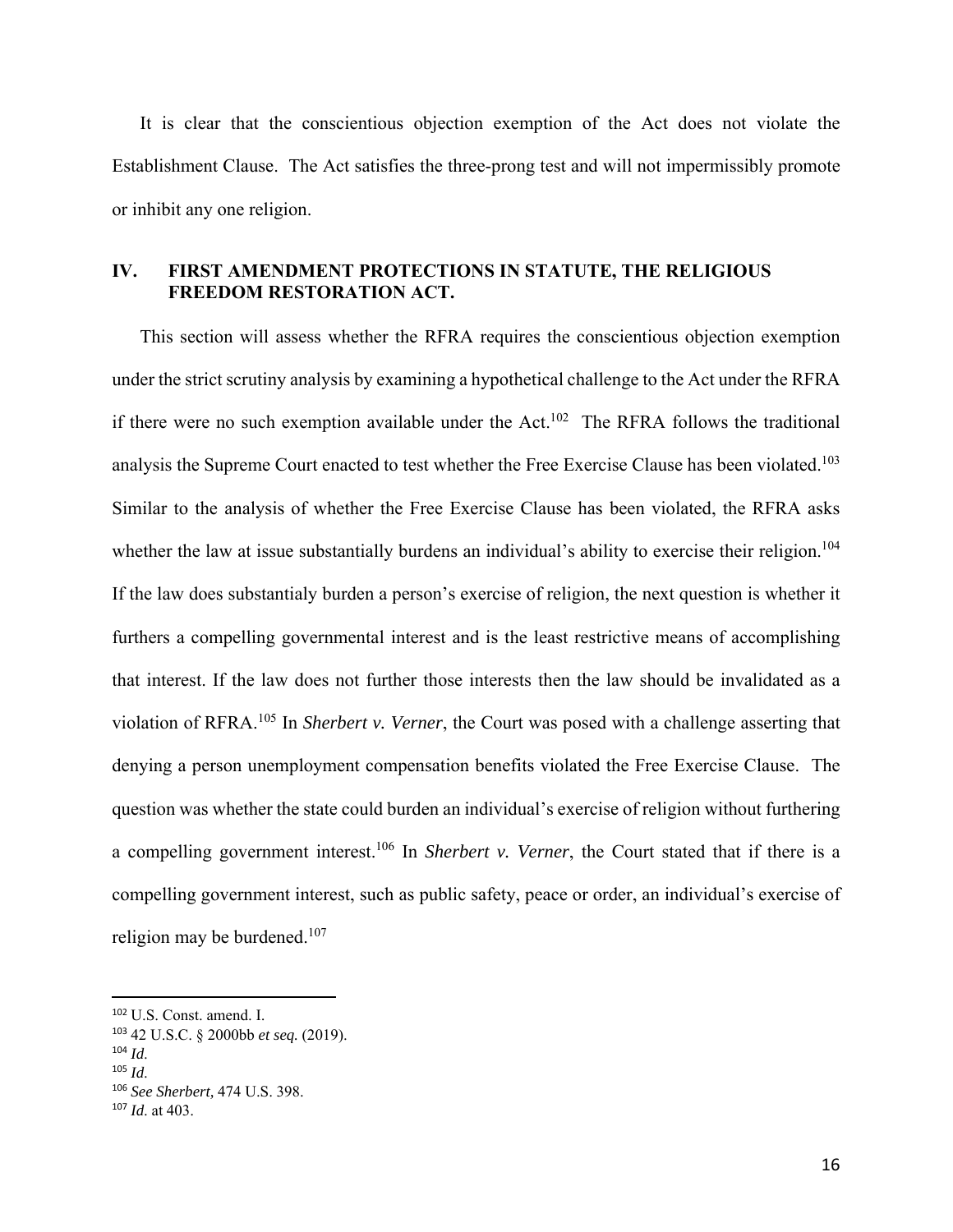It is clear that the conscientious objection exemption of the Act does not violate the Establishment Clause. The Act satisfies the three-prong test and will not impermissibly promote or inhibit any one religion.

## IV. FIRST AMENDMENT PROTECTIONS IN STATUTE, THE RELIGIOUS FREEDOM RESTORATION ACT.

This section will assess whether the RFRA requires the conscientious objection exemption under the strict scrutiny analysis by examining a hypothetical challenge to the Act under the RFRA if there were no such exemption available under the Act.[102] The RFRA follows the traditional analysis the Supreme Court enacted to test whether the Free Exercise Clause has been violated.[103] Similar to the analysis of whether the Free Exercise Clause has been violated, the RFRA asks whether the law at issue substantially burdens an individual's ability to exercise their religion.[104] If the law does substantialy burden a person's exercise of religion, the next question is whether it furthers a compelling governmental interest and is the least restrictive means of accomplishing that interest. If the law does not further those interests then the law should be invalidated as a violation of RFRA.[105] In *Sherbert v. Verner*, the Court was posed with a challenge asserting that denying a person unemployment compensation benefits violated the Free Exercise Clause. The question was whether the state could burden an individual's exercise of religion without furthering a compelling government interest.[106] In *Sherbert v. Verner*, the Court stated that if there is a compelling government interest, such as public safety, peace or order, an individual's exercise of religion may be burdened.[107]

---

[102] U.S. Const. amend. I.
[103] 42 U.S.C. § 2000bb *et seq.* (2019).
[104] *Id*.
[105] *Id*.
[106] *See Sherbert,* 474 U.S. 398.
[107] *Id*. at 403.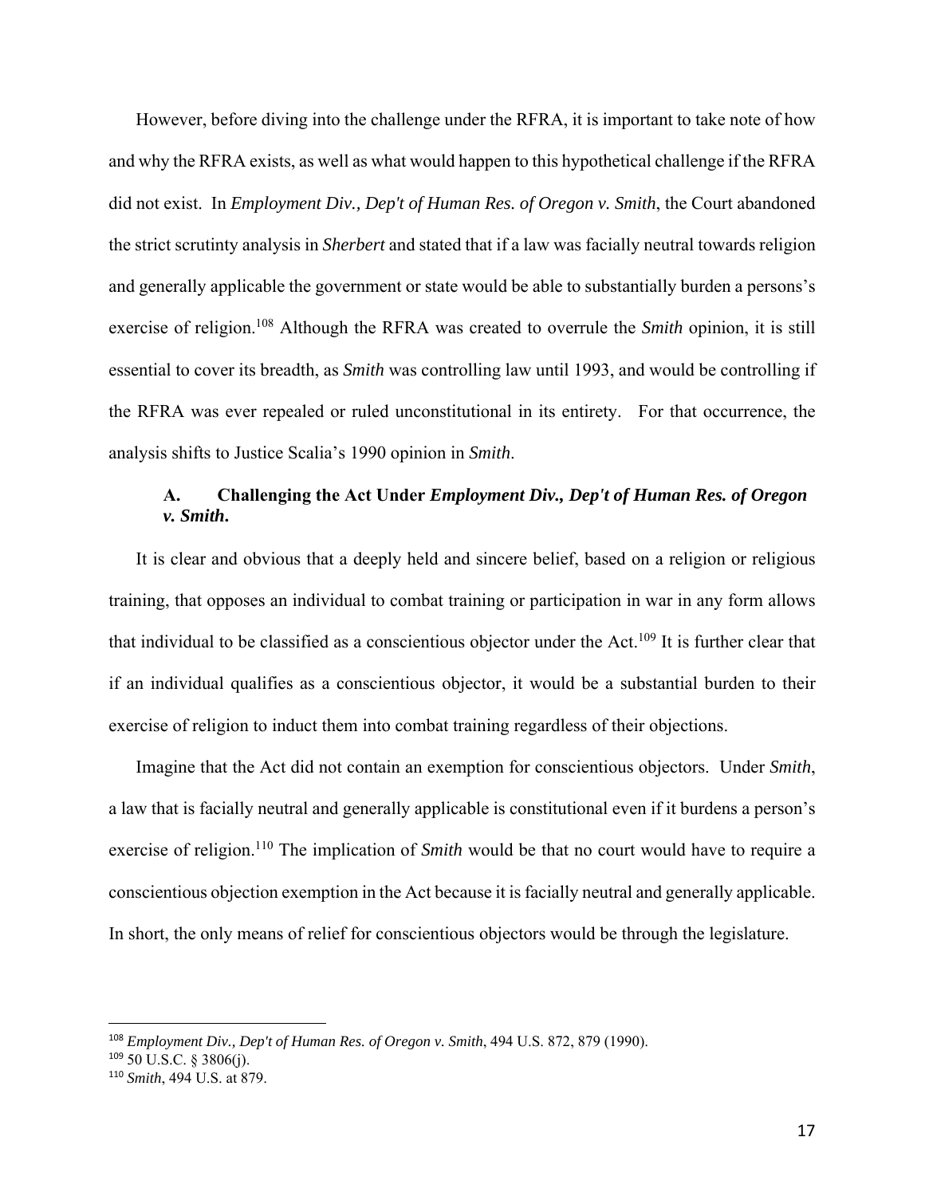However, before diving into the challenge under the RFRA, it is important to take note of how and why the RFRA exists, as well as what would happen to this hypothetical challenge if the RFRA did not exist. In *Employment Div., Dep't of Human Res. of Oregon v. Smith*, the Court abandoned the strict scrutiny analysis in *Sherbert* and stated that if a law was facially neutral towards religion and generally applicable the government or state would be able to substantially burden a persons's exercise of religion.[108] Although the RFRA was created to overrule the *Smith* opinion, it is still essential to cover its breadth, as *Smith* was controlling law until 1993, and would be controlling if the RFRA was ever repealed or ruled unconstitutional in its entirety. For that occurrence, the analysis shifts to Justice Scalia's 1990 opinion in *Smith*.

### A. Challenging the Act Under *Employment Div., Dep't of Human Res. of Oregon v. Smith*.

It is clear and obvious that a deeply held and sincere belief, based on a religion or religious training, that opposes an individual to combat training or participation in war in any form allows that individual to be classified as a conscientious objector under the Act.[109] It is further clear that if an individual qualifies as a conscientious objector, it would be a substantial burden to their exercise of religion to induct them into combat training regardless of their objections.

Imagine that the Act did not contain an exemption for conscientious objectors. Under *Smith*, a law that is facially neutral and generally applicable is constitutional even if it burdens a person's exercise of religion.[110] The implication of *Smith* would be that no court would have to require a conscientious objection exemption in the Act because it is facially neutral and generally applicable. In short, the only means of relief for conscientious objectors would be through the legislature.

---

[108] *Employment Div., Dep't of Human Res. of Oregon v. Smith*, 494 U.S. 872, 879 (1990).

[109] 50 U.S.C. § 3806(j).

[110] *Smith*, 494 U.S. at 879.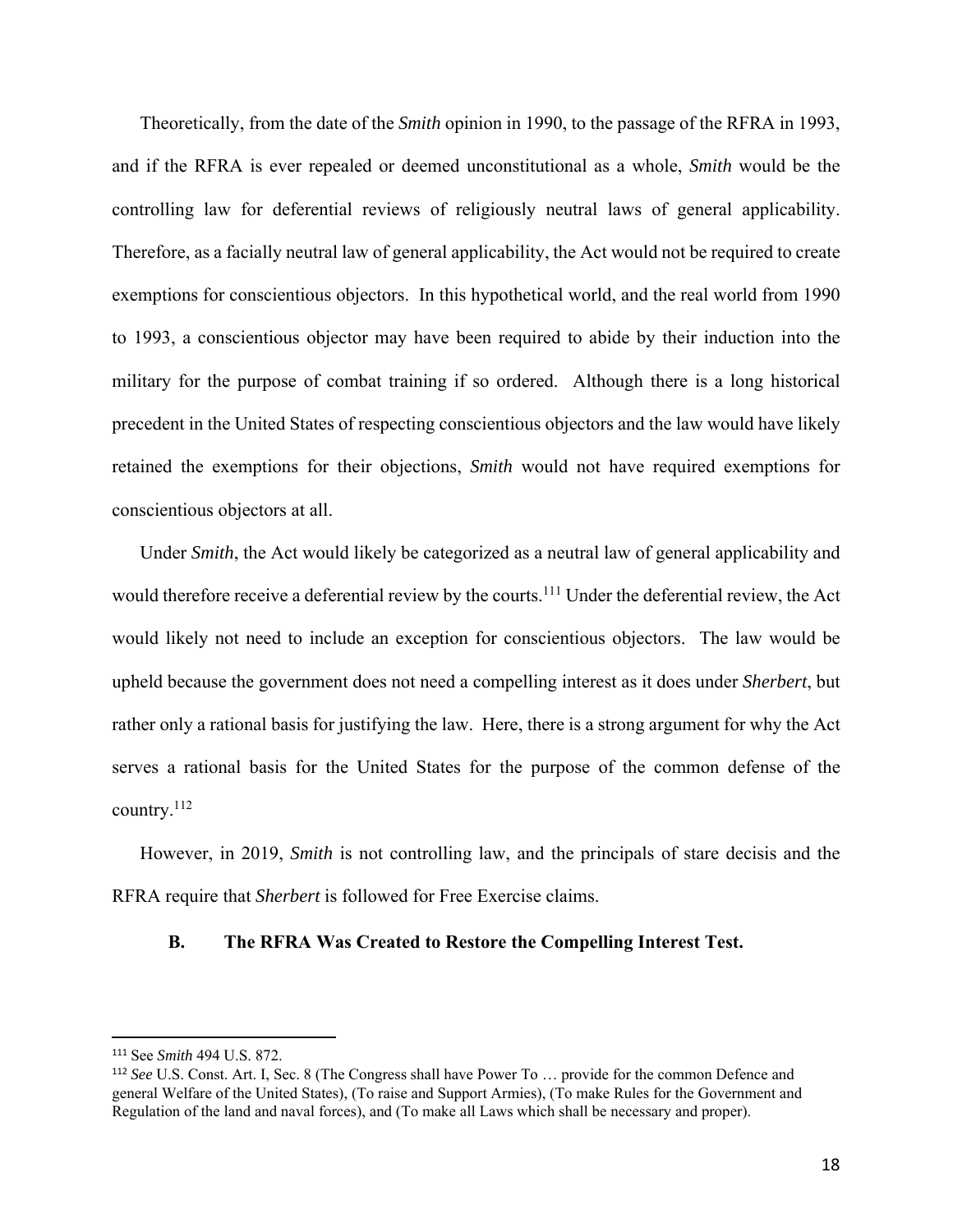Theoretically, from the date of the *Smith* opinion in 1990, to the passage of the RFRA in 1993, and if the RFRA is ever repealed or deemed unconstitutional as a whole, *Smith* would be the controlling law for deferential reviews of religiously neutral laws of general applicability. Therefore, as a facially neutral law of general applicability, the Act would not be required to create exemptions for conscientious objectors. In this hypothetical world, and the real world from 1990 to 1993, a conscientious objector may have been required to abide by their induction into the military for the purpose of combat training if so ordered. Although there is a long historical precedent in the United States of respecting conscientious objectors and the law would have likely retained the exemptions for their objections, *Smith* would not have required exemptions for conscientious objectors at all.

Under *Smith*, the Act would likely be categorized as a neutral law of general applicability and would therefore receive a deferential review by the courts.[111] Under the deferential review, the Act would likely not need to include an exception for conscientious objectors. The law would be upheld because the government does not need a compelling interest as it does under *Sherbert*, but rather only a rational basis for justifying the law. Here, there is a strong argument for why the Act serves a rational basis for the United States for the purpose of the common defense of the country.[112]

However, in 2019, *Smith* is not controlling law, and the principals of stare decisis and the RFRA require that *Sherbert* is followed for Free Exercise claims.

### B. The RFRA Was Created to Restore the Compelling Interest Test.

---

[111] See *Smith* 494 U.S. 872.

[112] *See* U.S. Const. Art. I, Sec. 8 (The Congress shall have Power To … provide for the common Defence and general Welfare of the United States), (To raise and Support Armies), (To make Rules for the Government and Regulation of the land and naval forces), and (To make all Laws which shall be necessary and proper).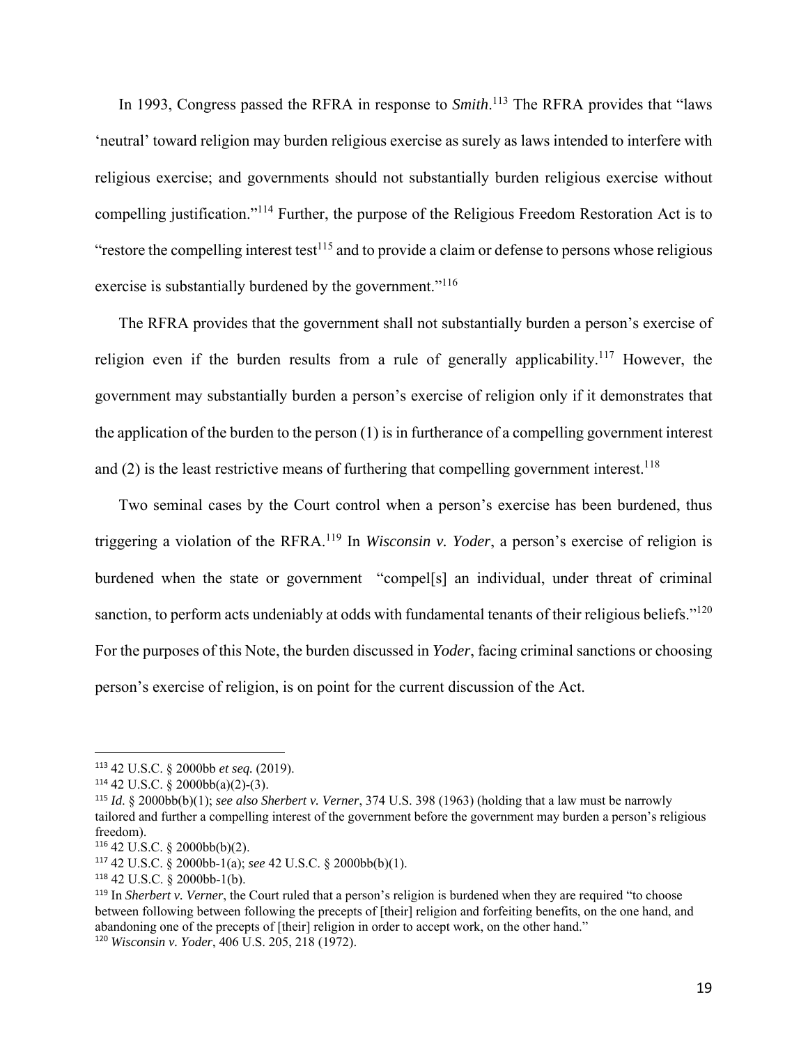In 1993, Congress passed the RFRA in response to *Smith*.[113] The RFRA provides that "laws 'neutral' toward religion may burden religious exercise as surely as laws intended to interfere with religious exercise; and governments should not substantially burden religious exercise without compelling justification."[114] Further, the purpose of the Religious Freedom Restoration Act is to "restore the compelling interest test[115] and to provide a claim or defense to persons whose religious exercise is substantially burdened by the government."[116]

The RFRA provides that the government shall not substantially burden a person's exercise of religion even if the burden results from a rule of generally applicability.[117] However, the government may substantially burden a person's exercise of religion only if it demonstrates that the application of the burden to the person (1) is in furtherance of a compelling government interest and (2) is the least restrictive means of furthering that compelling government interest.[118]

Two seminal cases by the Court control when a person's exercise has been burdened, thus triggering a violation of the RFRA.[119] In *Wisconsin v. Yoder*, a person's exercise of religion is burdened when the state or government "compel[s] an individual, under threat of criminal sanction, to perform acts undeniably at odds with fundamental tenants of their religious beliefs."[120] For the purposes of this Note, the burden discussed in *Yoder*, facing criminal sanctions or choosing person's exercise of religion, is on point for the current discussion of the Act.

---

[113] 42 U.S.C. § 2000bb *et seq.* (2019).

[114] 42 U.S.C. § 2000bb(a)(2)-(3).

[115] *Id.* § 2000bb(b)(1); *see also Sherbert v. Verner*, 374 U.S. 398 (1963) (holding that a law must be narrowly tailored and further a compelling interest of the government before the government may burden a person's religious freedom).

[116] 42 U.S.C. § 2000bb(b)(2).

[117] 42 U.S.C. § 2000bb-1(a); *see* 42 U.S.C. § 2000bb(b)(1).

[118] 42 U.S.C. § 2000bb-1(b).

[119] In *Sherbert v. Verner*, the Court ruled that a person's religion is burdened when they are required "to choose between following between following the precepts of [their] religion and forfeiting benefits, on the one hand, and abandoning one of the precepts of [their] religion in order to accept work, on the other hand."

[120] *Wisconsin v. Yoder*, 406 U.S. 205, 218 (1972).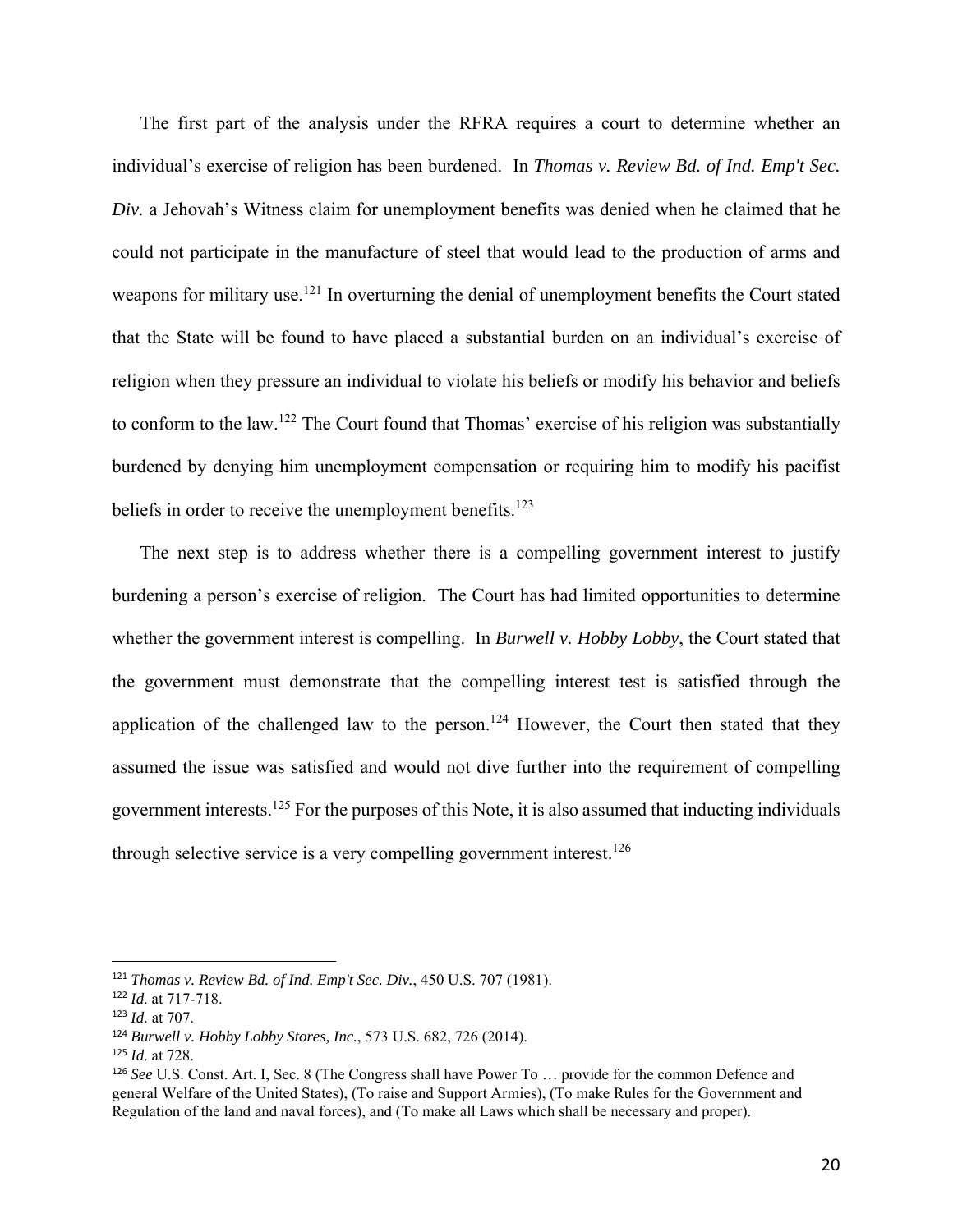The first part of the analysis under the RFRA requires a court to determine whether an individual's exercise of religion has been burdened. In *Thomas v. Review Bd. of Ind. Emp't Sec. Div.* a Jehovah's Witness claim for unemployment benefits was denied when he claimed that he could not participate in the manufacture of steel that would lead to the production of arms and weapons for military use.[121] In overturning the denial of unemployment benefits the Court stated that the State will be found to have placed a substantial burden on an individual's exercise of religion when they pressure an individual to violate his beliefs or modify his behavior and beliefs to conform to the law.[122] The Court found that Thomas' exercise of his religion was substantially burdened by denying him unemployment compensation or requiring him to modify his pacifist beliefs in order to receive the unemployment benefits.[123]

The next step is to address whether there is a compelling government interest to justify burdening a person's exercise of religion. The Court has had limited opportunities to determine whether the government interest is compelling. In *Burwell v. Hobby Lobby*, the Court stated that the government must demonstrate that the compelling interest test is satisfied through the application of the challenged law to the person.[124] However, the Court then stated that they assumed the issue was satisfied and would not dive further into the requirement of compelling government interests.[125] For the purposes of this Note, it is also assumed that inducting individuals through selective service is a very compelling government interest.[126]

---

[121] *Thomas v. Review Bd. of Ind. Emp't Sec. Div.*, 450 U.S. 707 (1981).

[122] *Id.* at 717-718.

[123] *Id.* at 707.

[124] *Burwell v. Hobby Lobby Stores, Inc.*, 573 U.S. 682, 726 (2014).

[125] *Id.* at 728.

[126] *See* U.S. Const. Art. I, Sec. 8 (The Congress shall have Power To … provide for the common Defence and general Welfare of the United States), (To raise and Support Armies), (To make Rules for the Government and Regulation of the land and naval forces), and (To make all Laws which shall be necessary and proper).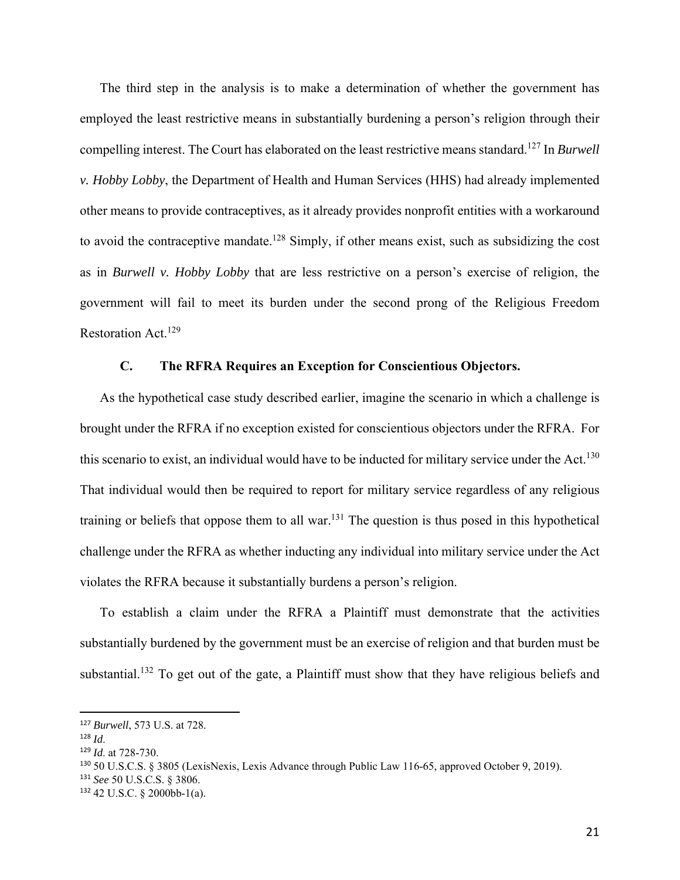The third step in the analysis is to make a determination of whether the government has employed the least restrictive means in substantially burdening a person's religion through their compelling interest. The Court has elaborated on the least restrictive means standard.[127] In *Burwell v. Hobby Lobby*, the Department of Health and Human Services (HHS) had already implemented other means to provide contraceptives, as it already provides nonprofit entities with a workaround to avoid the contraceptive mandate.[128] Simply, if other means exist, such as subsidizing the cost as in *Burwell v. Hobby Lobby* that are less restrictive on a person's exercise of religion, the government will fail to meet its burden under the second prong of the Religious Freedom Restoration Act.[129]

### C. The RFRA Requires an Exception for Conscientious Objectors.

As the hypothetical case study described earlier, imagine the scenario in which a challenge is brought under the RFRA if no exception existed for conscientious objectors under the RFRA. For this scenario to exist, an individual would have to be inducted for military service under the Act.[130] That individual would then be required to report for military service regardless of any religious training or beliefs that oppose them to all war.[131] The question is thus posed in this hypothetical challenge under the RFRA as whether inducting any individual into military service under the Act violates the RFRA because it substantially burdens a person's religion.

To establish a claim under the RFRA a Plaintiff must demonstrate that the activities substantially burdened by the government must be an exercise of religion and that burden must be substantial.[132] To get out of the gate, a Plaintiff must show that they have religious beliefs and

---

[127] *Burwell*, 573 U.S. at 728.

[128] *Id*.

[129] *Id*. at 728-730.

[130] 50 U.S.C.S. § 3805 (LexisNexis, Lexis Advance through Public Law 116-65, approved October 9, 2019).

[131] *See* 50 U.S.C.S. § 3806.

[132] 42 U.S.C. § 2000bb-1(a).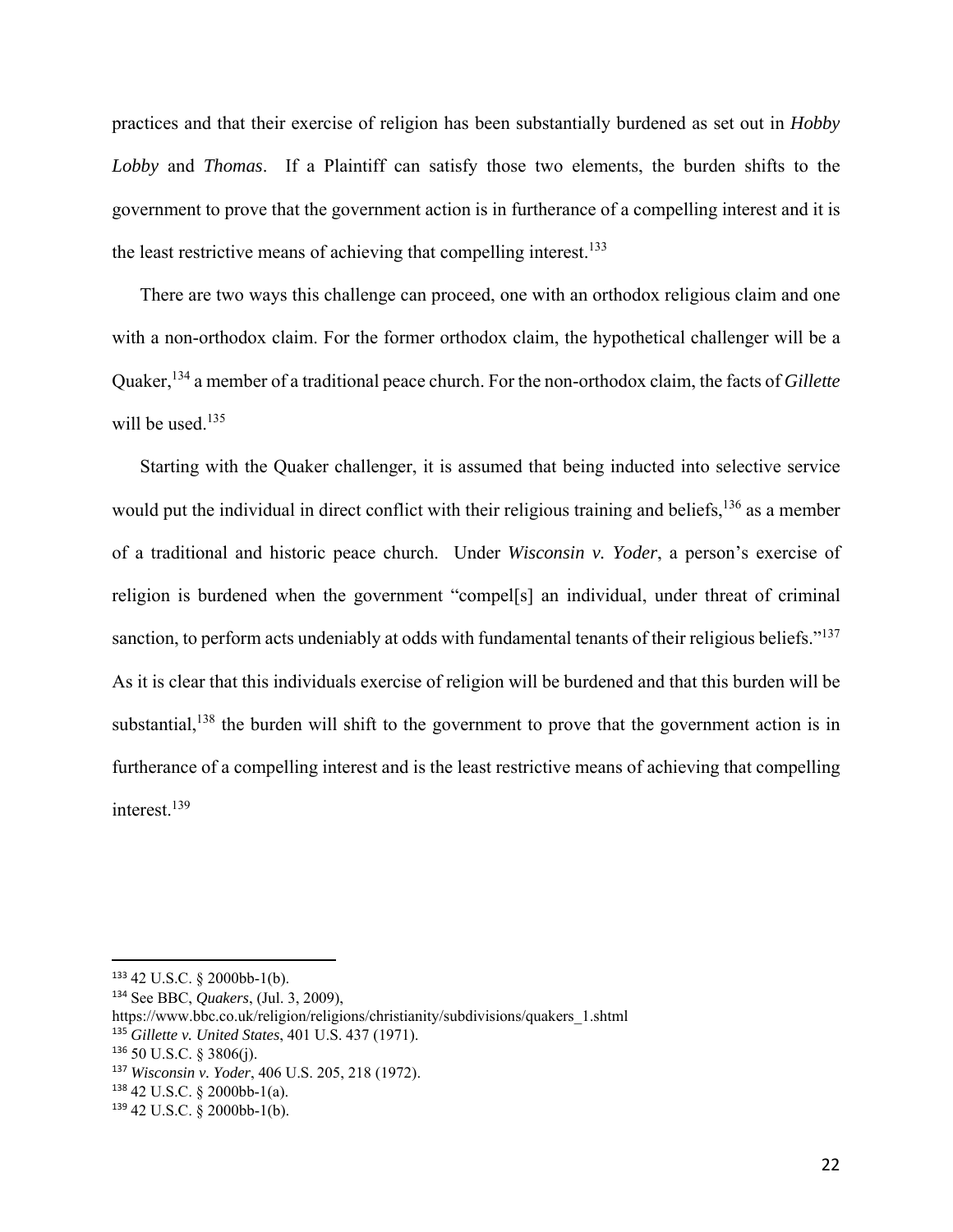practices and that their exercise of religion has been substantially burdened as set out in *Hobby Lobby* and *Thomas*. If a Plaintiff can satisfy those two elements, the burden shifts to the government to prove that the government action is in furtherance of a compelling interest and it is the least restrictive means of achieving that compelling interest.[133]

There are two ways this challenge can proceed, one with an orthodox religious claim and one with a non-orthodox claim. For the former orthodox claim, the hypothetical challenger will be a Quaker,[134] a member of a traditional peace church. For the non-orthodox claim, the facts of *Gillette* will be used.[135]

Starting with the Quaker challenger, it is assumed that being inducted into selective service would put the individual in direct conflict with their religious training and beliefs,[136] as a member of a traditional and historic peace church. Under *Wisconsin v. Yoder*, a person's exercise of religion is burdened when the government "compel[s] an individual, under threat of criminal sanction, to perform acts undeniably at odds with fundamental tenants of their religious beliefs."[137] As it is clear that this individuals exercise of religion will be burdened and that this burden will be substantial,[138] the burden will shift to the government to prove that the government action is in furtherance of a compelling interest and is the least restrictive means of achieving that compelling interest.[139]

---

[133] 42 U.S.C. § 2000bb-1(b).

[134] See BBC, *Quakers*, (Jul. 3, 2009), https://www.bbc.co.uk/religion/religions/christianity/subdivisions/quakers_1.shtml

[135] *Gillette v. United States*, 401 U.S. 437 (1971).

[136] 50 U.S.C. § 3806(j).

[137] *Wisconsin v. Yoder*, 406 U.S. 205, 218 (1972).

[138] 42 U.S.C. § 2000bb-1(a).

[139] 42 U.S.C. § 2000bb-1(b).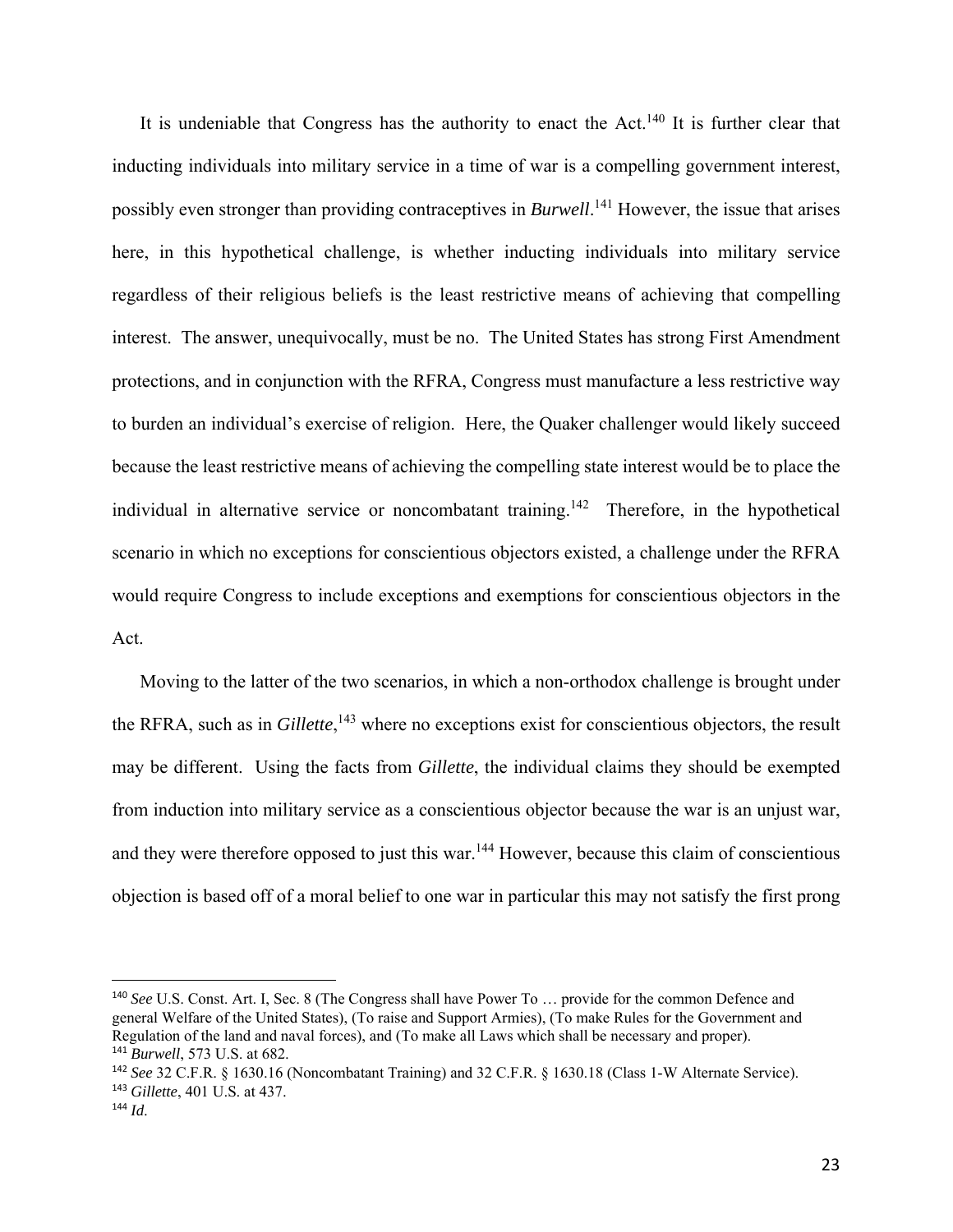It is undeniable that Congress has the authority to enact the Act.[140] It is further clear that inducting individuals into military service in a time of war is a compelling government interest, possibly even stronger than providing contraceptives in *Burwell*.[141] However, the issue that arises here, in this hypothetical challenge, is whether inducting individuals into military service regardless of their religious beliefs is the least restrictive means of achieving that compelling interest. The answer, unequivocally, must be no. The United States has strong First Amendment protections, and in conjunction with the RFRA, Congress must manufacture a less restrictive way to burden an individual's exercise of religion. Here, the Quaker challenger would likely succeed because the least restrictive means of achieving the compelling state interest would be to place the individual in alternative service or noncombatant training.[142] Therefore, in the hypothetical scenario in which no exceptions for conscientious objectors existed, a challenge under the RFRA would require Congress to include exceptions and exemptions for conscientious objectors in the Act.

Moving to the latter of the two scenarios, in which a non-orthodox challenge is brought under the RFRA, such as in *Gillette*,[143] where no exceptions exist for conscientious objectors, the result may be different. Using the facts from *Gillette*, the individual claims they should be exempted from induction into military service as a conscientious objector because the war is an unjust war, and they were therefore opposed to just this war.[144] However, because this claim of conscientious objection is based off of a moral belief to one war in particular this may not satisfy the first prong

---

[140] *See* U.S. Const. Art. I, Sec. 8 (The Congress shall have Power To … provide for the common Defence and general Welfare of the United States), (To raise and Support Armies), (To make Rules for the Government and Regulation of the land and naval forces), and (To make all Laws which shall be necessary and proper).

[141] *Burwell*, 573 U.S. at 682.

[142] *See* 32 C.F.R. § 1630.16 (Noncombatant Training) and 32 C.F.R. § 1630.18 (Class 1-W Alternate Service).

[143] *Gillette*, 401 U.S. at 437.

[144] *Id*.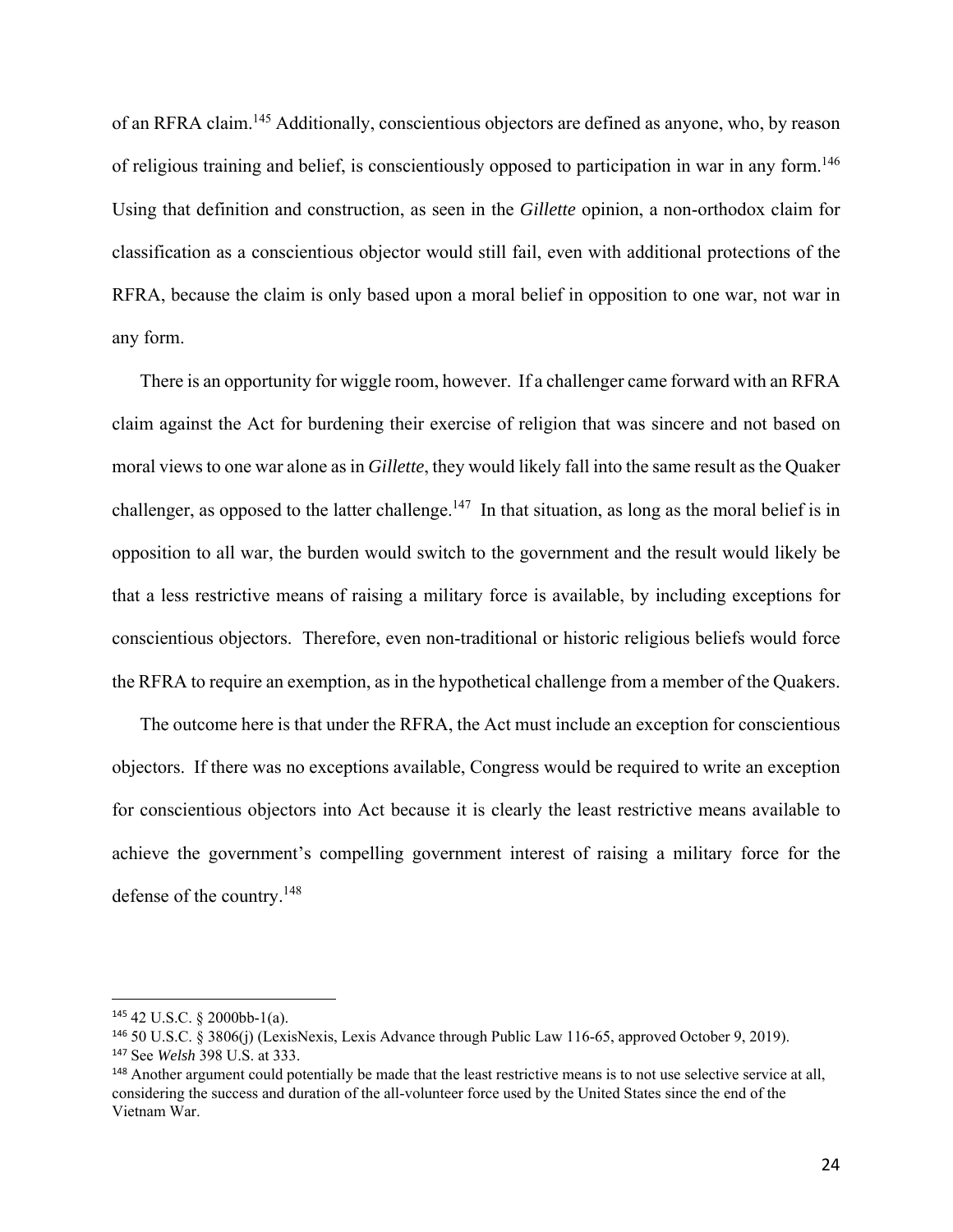of an RFRA claim.[145] Additionally, conscientious objectors are defined as anyone, who, by reason of religious training and belief, is conscientiously opposed to participation in war in any form.[146] Using that definition and construction, as seen in the *Gillette* opinion, a non-orthodox claim for classification as a conscientious objector would still fail, even with additional protections of the RFRA, because the claim is only based upon a moral belief in opposition to one war, not war in any form.

There is an opportunity for wiggle room, however. If a challenger came forward with an RFRA claim against the Act for burdening their exercise of religion that was sincere and not based on moral views to one war alone as in *Gillette*, they would likely fall into the same result as the Quaker challenger, as opposed to the latter challenge.[147] In that situation, as long as the moral belief is in opposition to all war, the burden would switch to the government and the result would likely be that a less restrictive means of raising a military force is available, by including exceptions for conscientious objectors. Therefore, even non-traditional or historic religious beliefs would force the RFRA to require an exemption, as in the hypothetical challenge from a member of the Quakers.

The outcome here is that under the RFRA, the Act must include an exception for conscientious objectors. If there was no exceptions available, Congress would be required to write an exception for conscientious objectors into Act because it is clearly the least restrictive means available to achieve the government's compelling government interest of raising a military force for the defense of the country.[148]

---

[145] 42 U.S.C. § 2000bb-1(a).

[146] 50 U.S.C. § 3806(j) (LexisNexis, Lexis Advance through Public Law 116-65, approved October 9, 2019).

[147] See *Welsh* 398 U.S. at 333.

[148] Another argument could potentially be made that the least restrictive means is to not use selective service at all, considering the success and duration of the all-volunteer force used by the United States since the end of the Vietnam War.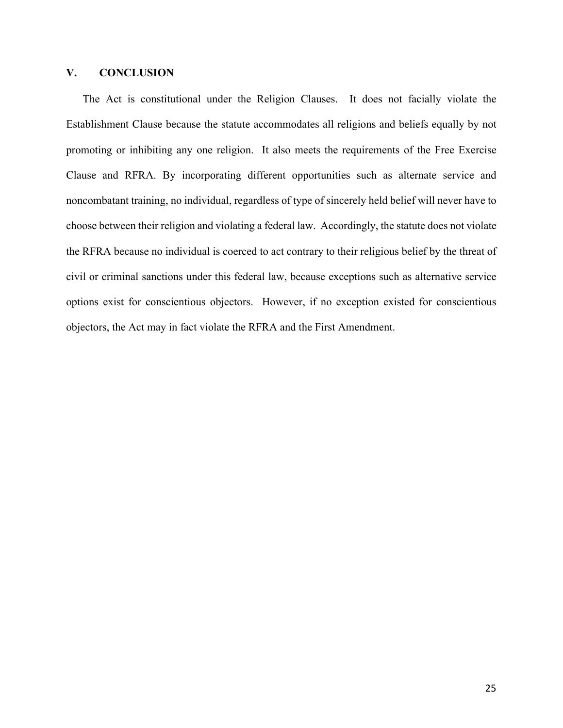## V. CONCLUSION

The Act is constitutional under the Religion Clauses. It does not facially violate the Establishment Clause because the statute accommodates all religions and beliefs equally by not promoting or inhibiting any one religion. It also meets the requirements of the Free Exercise Clause and RFRA. By incorporating different opportunities such as alternate service and noncombatant training, no individual, regardless of type of sincerely held belief will never have to choose between their religion and violating a federal law. Accordingly, the statute does not violate the RFRA because no individual is coerced to act contrary to their religious belief by the threat of civil or criminal sanctions under this federal law, because exceptions such as alternative service options exist for conscientious objectors. However, if no exception existed for conscientious objectors, the Act may in fact violate the RFRA and the First Amendment.